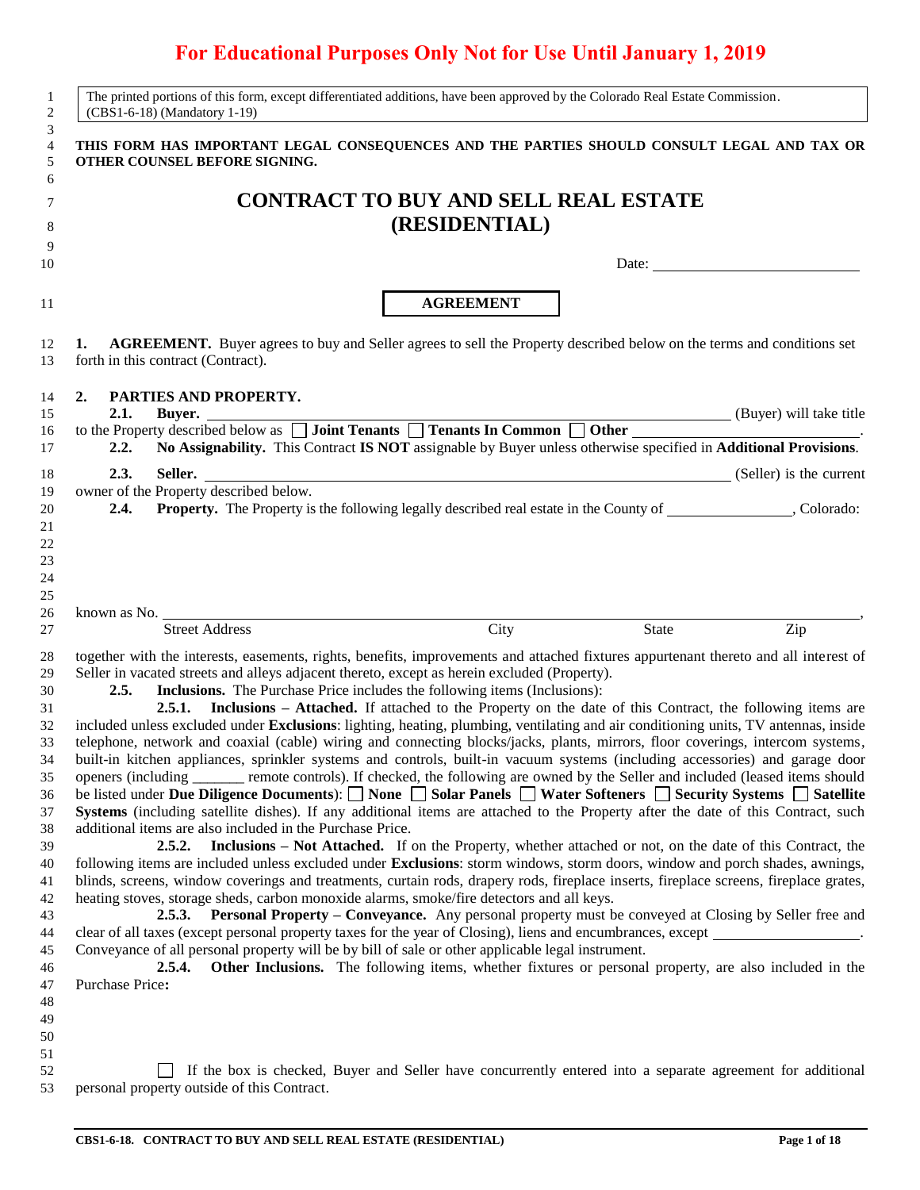**For Educational Purposes Only Not for Use Until January 1, 2019**

The printed portions of this form, except differentiated additions, have been approved by the Colorado Real Estate Commission. (CBS1-6-18) (Mandatory 1-19)

**THIS FORM HAS IMPORTANT LEGAL CONSEQUENCES AND THE PARTIES SHOULD CONSULT LEGAL AND TAX OR OTHER COUNSEL BEFORE SIGNING.**

# CONTRACT TO BUY AND SELL REAL ESTATE (RESIDENTIAL)

Date: ____________________________

## AGREEMENT

**1. AGREEMENT.** Buyer agrees to buy and Seller agrees to sell the Property described below on the terms and conditions set forth in this contract (Contract).

**2. PARTIES AND PROPERTY.**

**2.1. Buyer.** ________________________________________________ (Buyer) will take title to the Property described below as ☐ **Joint Tenants** ☐ **Tenants In Common** ☐ **Other** ____________________.

**2.2. No Assignability.** This Contract **IS NOT** assignable by Buyer unless otherwise specified in **Additional Provisions**.

**2.3. Seller.** ________________________________________________ (Seller) is the current owner of the Property described below.

**2.4. Property.** The Property is the following legally described real estate in the County of ________________, Colorado:

known as No. ________________________________________________________________,

Street Address　　　　　City　　　　　State　　　　　Zip

together with the interests, easements, rights, benefits, improvements and attached fixtures appurtenant thereto and all interest of Seller in vacated streets and alleys adjacent thereto, except as herein excluded (Property).

**2.5. Inclusions.** The Purchase Price includes the following items (Inclusions):

**2.5.1. Inclusions – Attached.** If attached to the Property on the date of this Contract, the following items are included unless excluded under **Exclusions**: lighting, heating, plumbing, ventilating and air conditioning units, TV antennas, inside telephone, network and coaxial (cable) wiring and connecting blocks/jacks, plants, mirrors, floor coverings, intercom systems, built-in kitchen appliances, sprinkler systems and controls, built-in vacuum systems (including accessories) and garage door openers (including _______ remote controls). If checked, the following are owned by the Seller and included (leased items should be listed under **Due Diligence Documents**): ☐ **None** ☐ **Solar Panels** ☐ **Water Softeners** ☐ **Security Systems** ☐ **Satellite Systems** (including satellite dishes). If any additional items are attached to the Property after the date of this Contract, such additional items are also included in the Purchase Price.

**2.5.2. Inclusions – Not Attached.** If on the Property, whether attached or not, on the date of this Contract, the following items are included unless excluded under **Exclusions**: storm windows, storm doors, window and porch shades, awnings, blinds, screens, window coverings and treatments, curtain rods, drapery rods, fireplace inserts, fireplace screens, fireplace grates, heating stoves, storage sheds, carbon monoxide alarms, smoke/fire detectors and all keys.

**2.5.3. Personal Property – Conveyance.** Any personal property must be conveyed at Closing by Seller free and clear of all taxes (except personal property taxes for the year of Closing), liens and encumbrances, except ____________________. Conveyance of all personal property will be by bill of sale or other applicable legal instrument.

**2.5.4. Other Inclusions.** The following items, whether fixtures or personal property, are also included in the Purchase Price**:**

☐ If the box is checked, Buyer and Seller have concurrently entered into a separate agreement for additional personal property outside of this Contract.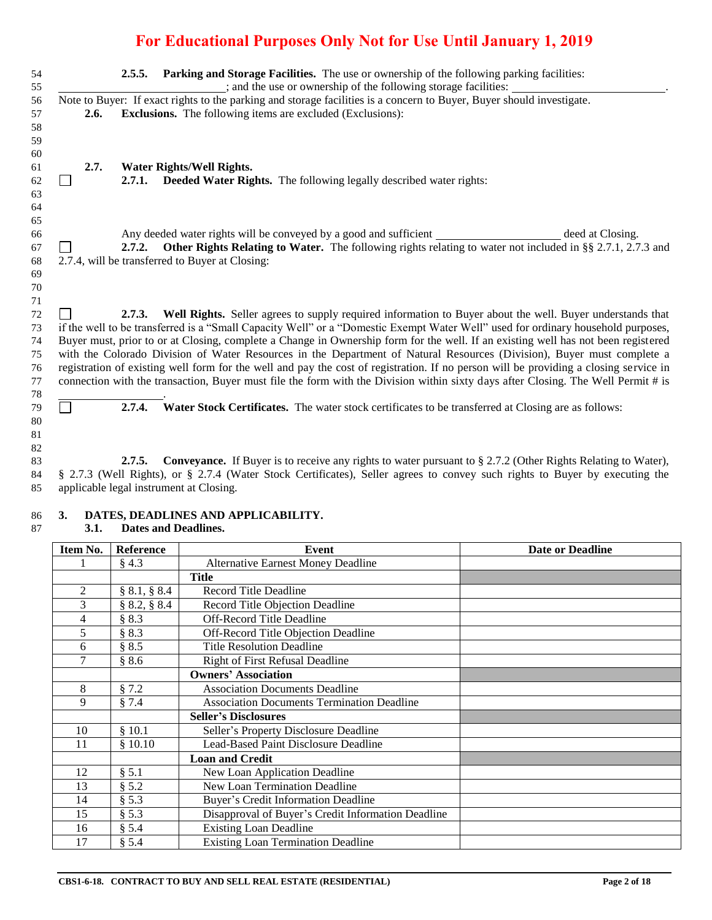**For Educational Purposes Only Not for Use Until January 1, 2019**

**2.5.5. Parking and Storage Facilities.** The use or ownership of the following parking facilities: \_\_\_\_\_\_\_\_\_\_\_\_\_\_\_\_\_\_\_\_\_\_\_\_\_\_\_; and the use or ownership of the following storage facilities: \_\_\_\_\_\_\_\_\_\_\_\_\_\_\_\_\_\_\_\_\_\_\_\_\_\_.

Note to Buyer: If exact rights to the parking and storage facilities is a concern to Buyer, Buyer should investigate.

**2.6. Exclusions.** The following items are excluded (Exclusions):

**2.7. Water Rights/Well Rights.**

☐ **2.7.1. Deeded Water Rights.** The following legally described water rights:

Any deeded water rights will be conveyed by a good and sufficient \_\_\_\_\_\_\_\_\_\_\_\_\_\_\_\_\_\_\_\_\_ deed at Closing.

☐ **2.7.2. Other Rights Relating to Water.** The following rights relating to water not included in §§ 2.7.1, 2.7.3 and 2.7.4, will be transferred to Buyer at Closing:

☐ **2.7.3. Well Rights.** Seller agrees to supply required information to Buyer about the well. Buyer understands that if the well to be transferred is a "Small Capacity Well" or a "Domestic Exempt Water Well" used for ordinary household purposes, Buyer must, prior to or at Closing, complete a Change in Ownership form for the well. If an existing well has not been registered with the Colorado Division of Water Resources in the Department of Natural Resources (Division), Buyer must complete a registration of existing well form for the well and pay the cost of registration. If no person will be providing a closing service in connection with the transaction, Buyer must file the form with the Division within sixty days after Closing. The Well Permit # is \_\_\_\_\_\_\_\_\_\_\_\_\_\_\_\_\_\_.

☐ **2.7.4. Water Stock Certificates.** The water stock certificates to be transferred at Closing are as follows:

**2.7.5. Conveyance.** If Buyer is to receive any rights to water pursuant to § 2.7.2 (Other Rights Relating to Water), § 2.7.3 (Well Rights), or § 2.7.4 (Water Stock Certificates), Seller agrees to convey such rights to Buyer by executing the applicable legal instrument at Closing.

## 3. DATES, DEADLINES AND APPLICABILITY.

### 3.1. Dates and Deadlines.

| Item No. | Reference | Event | Date or Deadline |
|---|---|---|---|
| 1 | § 4.3 | Alternative Earnest Money Deadline | |
| | | **Title** | |
| 2 | § 8.1, § 8.4 | Record Title Deadline | |
| 3 | § 8.2, § 8.4 | Record Title Objection Deadline | |
| 4 | § 8.3 | Off-Record Title Deadline | |
| 5 | § 8.3 | Off-Record Title Objection Deadline | |
| 6 | § 8.5 | Title Resolution Deadline | |
| 7 | § 8.6 | Right of First Refusal Deadline | |
| | | **Owners' Association** | |
| 8 | § 7.2 | Association Documents Deadline | |
| 9 | § 7.4 | Association Documents Termination Deadline | |
| | | **Seller's Disclosures** | |
| 10 | § 10.1 | Seller's Property Disclosure Deadline | |
| 11 | § 10.10 | Lead-Based Paint Disclosure Deadline | |
| | | **Loan and Credit** | |
| 12 | § 5.1 | New Loan Application Deadline | |
| 13 | § 5.2 | New Loan Termination Deadline | |
| 14 | § 5.3 | Buyer's Credit Information Deadline | |
| 15 | § 5.3 | Disapproval of Buyer's Credit Information Deadline | |
| 16 | § 5.4 | Existing Loan Deadline | |
| 17 | § 5.4 | Existing Loan Termination Deadline | |

CBS1-6-18. CONTRACT TO BUY AND SELL REAL ESTATE (RESIDENTIAL)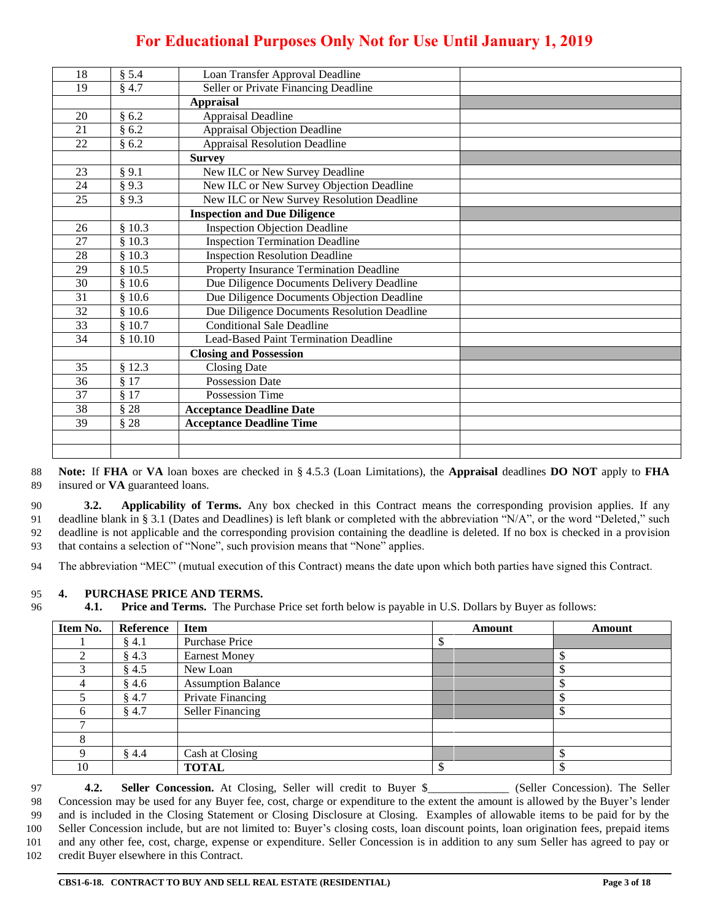**For Educational Purposes Only Not for Use Until January 1, 2019**

| | | | |
|---|---|---|---|
| 18 | § 5.4 | Loan Transfer Approval Deadline | |
| 19 | § 4.7 | Seller or Private Financing Deadline | |
| | | **Appraisal** | |
| 20 | § 6.2 | Appraisal Deadline | |
| 21 | § 6.2 | Appraisal Objection Deadline | |
| 22 | § 6.2 | Appraisal Resolution Deadline | |
| | | **Survey** | |
| 23 | § 9.1 | New ILC or New Survey Deadline | |
| 24 | § 9.3 | New ILC or New Survey Objection Deadline | |
| 25 | § 9.3 | New ILC or New Survey Resolution Deadline | |
| | | **Inspection and Due Diligence** | |
| 26 | § 10.3 | Inspection Objection Deadline | |
| 27 | § 10.3 | Inspection Termination Deadline | |
| 28 | § 10.3 | Inspection Resolution Deadline | |
| 29 | § 10.5 | Property Insurance Termination Deadline | |
| 30 | § 10.6 | Due Diligence Documents Delivery Deadline | |
| 31 | § 10.6 | Due Diligence Documents Objection Deadline | |
| 32 | § 10.6 | Due Diligence Documents Resolution Deadline | |
| 33 | § 10.7 | Conditional Sale Deadline | |
| 34 | § 10.10 | Lead-Based Paint Termination Deadline | |
| | | **Closing and Possession** | |
| 35 | § 12.3 | Closing Date | |
| 36 | § 17 | Possession Date | |
| 37 | § 17 | Possession Time | |
| 38 | § 28 | **Acceptance Deadline Date** | |
| 39 | § 28 | **Acceptance Deadline Time** | |
| | | | |
| | | | |

88 **Note:** If **FHA** or **VA** loan boxes are checked in § 4.5.3 (Loan Limitations), the **Appraisal** deadlines **DO NOT** apply to **FHA**
89 insured or **VA** guaranteed loans.

90 **3.2. Applicability of Terms.** Any box checked in this Contract means the corresponding provision applies. If any
91 deadline blank in § 3.1 (Dates and Deadlines) is left blank or completed with the abbreviation "N/A", or the word "Deleted," such
92 deadline is not applicable and the corresponding provision containing the deadline is deleted. If no box is checked in a provision
93 that contains a selection of "None", such provision means that "None" applies.

94 The abbreviation "MEC" (mutual execution of this Contract) means the date upon which both parties have signed this Contract.

95 **4. PURCHASE PRICE AND TERMS.**

96 **4.1. Price and Terms.** The Purchase Price set forth below is payable in U.S. Dollars by Buyer as follows:

| Item No. | Reference | Item | Amount | Amount |
|---|---|---|---|---|
| 1 | § 4.1 | Purchase Price | $ | |
| 2 | § 4.3 | Earnest Money | | $ |
| 3 | § 4.5 | New Loan | | $ |
| 4 | § 4.6 | Assumption Balance | | $ |
| 5 | § 4.7 | Private Financing | | $ |
| 6 | § 4.7 | Seller Financing | | $ |
| 7 | | | | |
| 8 | | | | |
| 9 | § 4.4 | Cash at Closing | | $ |
| 10 | | **TOTAL** | $ | $ |

97 **4.2. Seller Concession.** At Closing, Seller will credit to Buyer $_____________ (Seller Concession). The Seller
98 Concession may be used for any Buyer fee, cost, charge or expenditure to the extent the amount is allowed by the Buyer's lender
99 and is included in the Closing Statement or Closing Disclosure at Closing. Examples of allowable items to be paid for by the
100 Seller Concession include, but are not limited to: Buyer's closing costs, loan discount points, loan origination fees, prepaid items
101 and any other fee, cost, charge, expense or expenditure. Seller Concession is in addition to any sum Seller has agreed to pay or
102 credit Buyer elsewhere in this Contract.

**CBS1-6-18. CONTRACT TO BUY AND SELL REAL ESTATE (RESIDENTIAL)**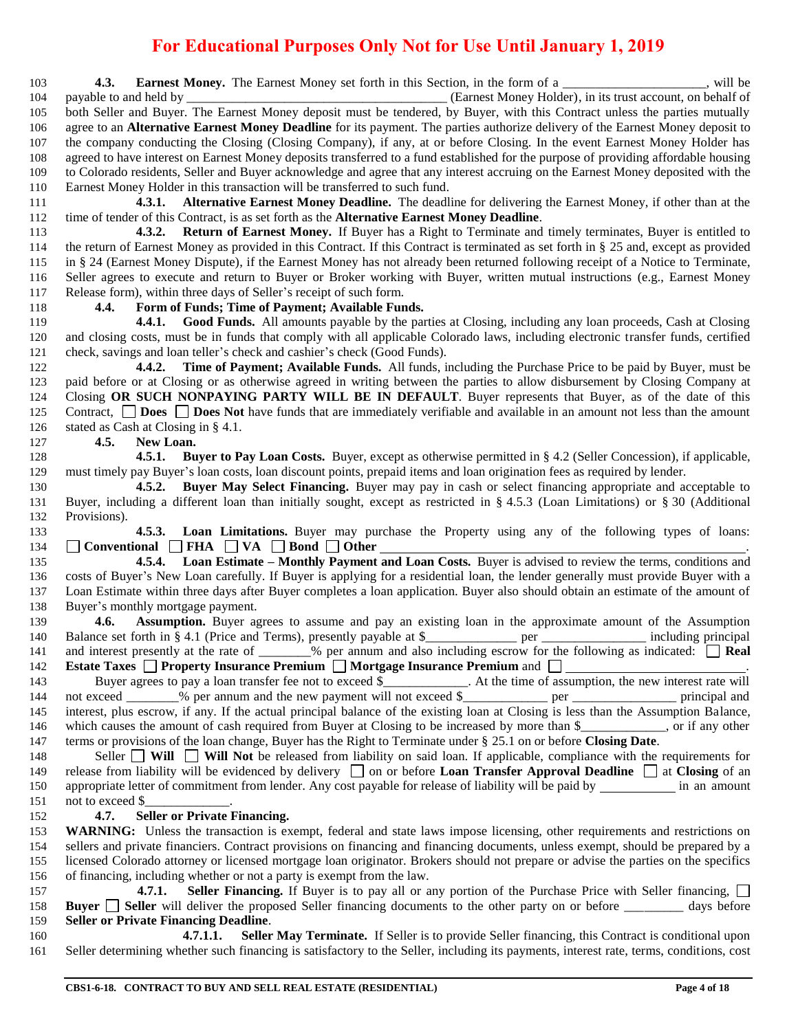**For Educational Purposes Only Not for Use Until January 1, 2019**

**4.3. Earnest Money.** The Earnest Money set forth in this Section, in the form of a ____________________, will be payable to and held by ______________________________________ (Earnest Money Holder), in its trust account, on behalf of both Seller and Buyer. The Earnest Money deposit must be tendered, by Buyer, with this Contract unless the parties mutually agree to an **Alternative Earnest Money Deadline** for its payment. The parties authorize delivery of the Earnest Money deposit to the company conducting the Closing (Closing Company), if any, at or before Closing. In the event Earnest Money Holder has agreed to have interest on Earnest Money deposits transferred to a fund established for the purpose of providing affordable housing to Colorado residents, Seller and Buyer acknowledge and agree that any interest accruing on the Earnest Money deposited with the Earnest Money Holder in this transaction will be transferred to such fund.

**4.3.1. Alternative Earnest Money Deadline.** The deadline for delivering the Earnest Money, if other than at the time of tender of this Contract, is as set forth as the **Alternative Earnest Money Deadline**.

**4.3.2. Return of Earnest Money.** If Buyer has a Right to Terminate and timely terminates, Buyer is entitled to the return of Earnest Money as provided in this Contract. If this Contract is terminated as set forth in § 25 and, except as provided in § 24 (Earnest Money Dispute), if the Earnest Money has not already been returned following receipt of a Notice to Terminate, Seller agrees to execute and return to Buyer or Broker working with Buyer, written mutual instructions (e.g., Earnest Money Release form), within three days of Seller's receipt of such form.

**4.4. Form of Funds; Time of Payment; Available Funds.**

**4.4.1. Good Funds.** All amounts payable by the parties at Closing, including any loan proceeds, Cash at Closing and closing costs, must be in funds that comply with all applicable Colorado laws, including electronic transfer funds, certified check, savings and loan teller's check and cashier's check (Good Funds).

**4.4.2. Time of Payment; Available Funds.** All funds, including the Purchase Price to be paid by Buyer, must be paid before or at Closing or as otherwise agreed in writing between the parties to allow disbursement by Closing Company at Closing **OR SUCH NONPAYING PARTY WILL BE IN DEFAULT**. Buyer represents that Buyer, as of the date of this Contract, ☐ **Does** ☐ **Does Not** have funds that are immediately verifiable and available in an amount not less than the amount stated as Cash at Closing in § 4.1.

**4.5. New Loan.**

**4.5.1. Buyer to Pay Loan Costs.** Buyer, except as otherwise permitted in § 4.2 (Seller Concession), if applicable, must timely pay Buyer's loan costs, loan discount points, prepaid items and loan origination fees as required by lender.

**4.5.2. Buyer May Select Financing.** Buyer may pay in cash or select financing appropriate and acceptable to Buyer, including a different loan than initially sought, except as restricted in § 4.5.3 (Loan Limitations) or § 30 (Additional Provisions).

**4.5.3. Loan Limitations.** Buyer may purchase the Property using any of the following types of loans: ☐ **Conventional** ☐ **FHA** ☐ **VA** ☐ **Bond** ☐ **Other** ______________________________________________.

**4.5.4. Loan Estimate – Monthly Payment and Loan Costs.** Buyer is advised to review the terms, conditions and costs of Buyer's New Loan carefully. If Buyer is applying for a residential loan, the lender generally must provide Buyer with a Loan Estimate within three days after Buyer completes a loan application. Buyer also should obtain an estimate of the amount of Buyer's monthly mortgage payment.

**4.6. Assumption.** Buyer agrees to assume and pay an existing loan in the approximate amount of the Assumption Balance set forth in § 4.1 (Price and Terms), presently payable at $____________ per ______________ including principal and interest presently at the rate of _______% per annum and also including escrow for the following as indicated: ☐ **Real Estate Taxes** ☐ **Property Insurance Premium** ☐ **Mortgage Insurance Premium** and ☐ __________________________.

Buyer agrees to pay a loan transfer fee not to exceed $____________. At the time of assumption, the new interest rate will not exceed _______% per annum and the new payment will not exceed $____________ per ______________ principal and interest, plus escrow, if any. If the actual principal balance of the existing loan at Closing is less than the Assumption Balance, which causes the amount of cash required from Buyer at Closing to be increased by more than $____________, or if any other terms or provisions of the loan change, Buyer has the Right to Terminate under § 25.1 on or before **Closing Date**.

Seller ☐ **Will** ☐ **Will Not** be released from liability on said loan. If applicable, compliance with the requirements for release from liability will be evidenced by delivery ☐ on or before **Loan Transfer Approval Deadline** ☐ at **Closing** of an appropriate letter of commitment from lender. Any cost payable for release of liability will be paid by __________ in an amount not to exceed $____________.

**4.7. Seller or Private Financing.**

**WARNING:** Unless the transaction is exempt, federal and state laws impose licensing, other requirements and restrictions on sellers and private financiers. Contract provisions on financing and financing documents, unless exempt, should be prepared by a licensed Colorado attorney or licensed mortgage loan originator. Brokers should not prepare or advise the parties on the specifics of financing, including whether or not a party is exempt from the law.

**4.7.1. Seller Financing.** If Buyer is to pay all or any portion of the Purchase Price with Seller financing, ☐ **Buyer** ☐ **Seller** will deliver the proposed Seller financing documents to the other party on or before ________ days before **Seller or Private Financing Deadline**.

**4.7.1.1. Seller May Terminate.** If Seller is to provide Seller financing, this Contract is conditional upon Seller determining whether such financing is satisfactory to the Seller, including its payments, interest rate, terms, conditions, cost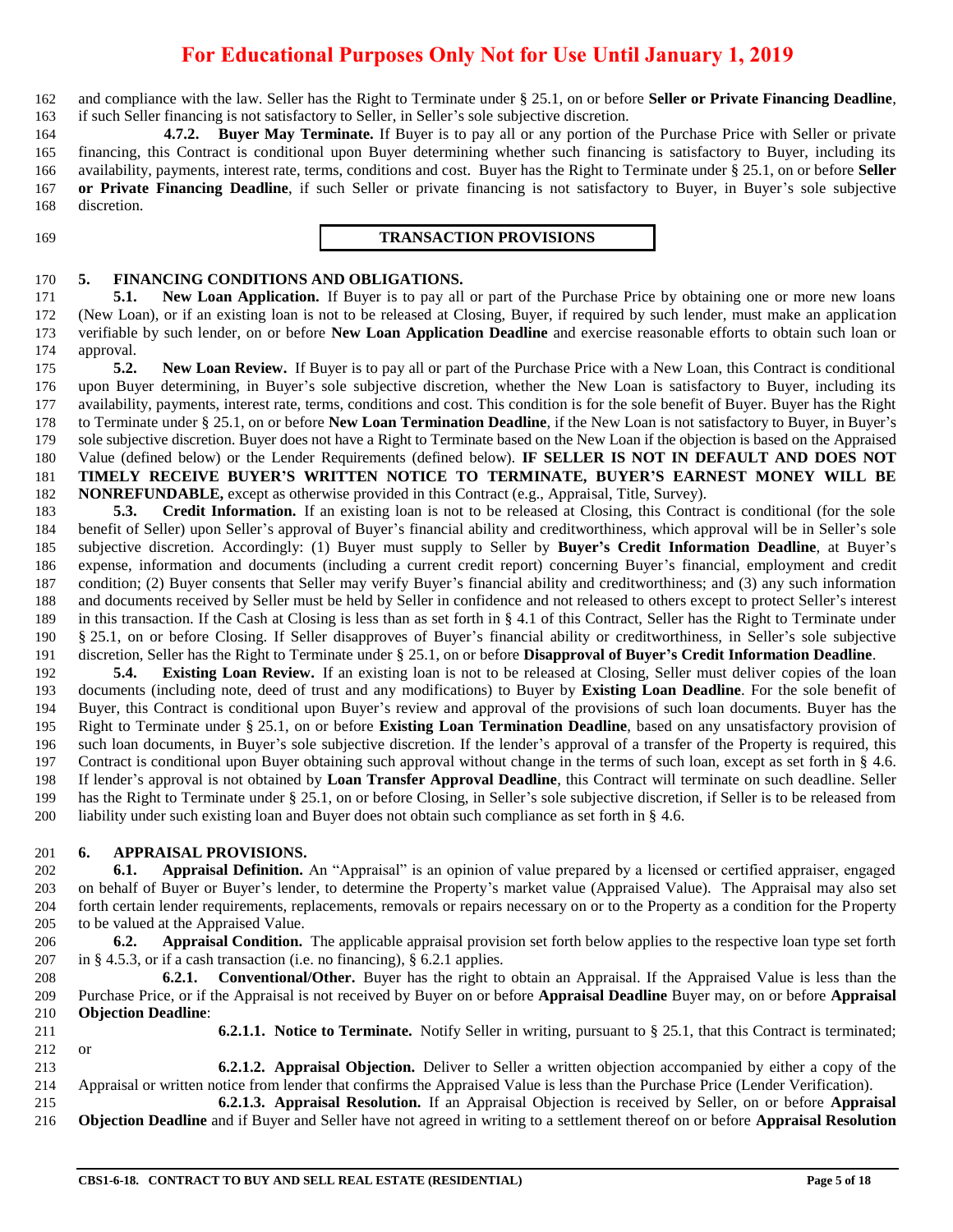and compliance with the law. Seller has the Right to Terminate under § 25.1, on or before **Seller or Private Financing Deadline**, if such Seller financing is not satisfactory to Seller, in Seller's sole subjective discretion.

**4.7.2. Buyer May Terminate.** If Buyer is to pay all or any portion of the Purchase Price with Seller or private financing, this Contract is conditional upon Buyer determining whether such financing is satisfactory to Buyer, including its availability, payments, interest rate, terms, conditions and cost. Buyer has the Right to Terminate under § 25.1, on or before **Seller or Private Financing Deadline**, if such Seller or private financing is not satisfactory to Buyer, in Buyer's sole subjective discretion.

## TRANSACTION PROVISIONS

### 5. FINANCING CONDITIONS AND OBLIGATIONS.

**5.1. New Loan Application.** If Buyer is to pay all or part of the Purchase Price by obtaining one or more new loans (New Loan), or if an existing loan is not to be released at Closing, Buyer, if required by such lender, must make an application verifiable by such lender, on or before **New Loan Application Deadline** and exercise reasonable efforts to obtain such loan or approval.

**5.2. New Loan Review.** If Buyer is to pay all or part of the Purchase Price with a New Loan, this Contract is conditional upon Buyer determining, in Buyer's sole subjective discretion, whether the New Loan is satisfactory to Buyer, including its availability, payments, interest rate, terms, conditions and cost. This condition is for the sole benefit of Buyer. Buyer has the Right to Terminate under § 25.1, on or before **New Loan Termination Deadline**, if the New Loan is not satisfactory to Buyer, in Buyer's sole subjective discretion. Buyer does not have a Right to Terminate based on the New Loan if the objection is based on the Appraised Value (defined below) or the Lender Requirements (defined below). **IF SELLER IS NOT IN DEFAULT AND DOES NOT TIMELY RECEIVE BUYER'S WRITTEN NOTICE TO TERMINATE, BUYER'S EARNEST MONEY WILL BE NONREFUNDABLE,** except as otherwise provided in this Contract (e.g., Appraisal, Title, Survey).

**5.3. Credit Information.** If an existing loan is not to be released at Closing, this Contract is conditional (for the sole benefit of Seller) upon Seller's approval of Buyer's financial ability and creditworthiness, which approval will be in Seller's sole subjective discretion. Accordingly: (1) Buyer must supply to Seller by **Buyer's Credit Information Deadline**, at Buyer's expense, information and documents (including a current credit report) concerning Buyer's financial, employment and credit condition; (2) Buyer consents that Seller may verify Buyer's financial ability and creditworthiness; and (3) any such information and documents received by Seller must be held by Seller in confidence and not released to others except to protect Seller's interest in this transaction. If the Cash at Closing is less than as set forth in § 4.1 of this Contract, Seller has the Right to Terminate under § 25.1, on or before Closing. If Seller disapproves of Buyer's financial ability or creditworthiness, in Seller's sole subjective discretion, Seller has the Right to Terminate under § 25.1, on or before **Disapproval of Buyer's Credit Information Deadline**.

**5.4. Existing Loan Review.** If an existing loan is not to be released at Closing, Seller must deliver copies of the loan documents (including note, deed of trust and any modifications) to Buyer by **Existing Loan Deadline**. For the sole benefit of Buyer, this Contract is conditional upon Buyer's review and approval of the provisions of such loan documents. Buyer has the Right to Terminate under § 25.1, on or before **Existing Loan Termination Deadline**, based on any unsatisfactory provision of such loan documents, in Buyer's sole subjective discretion. If the lender's approval of a transfer of the Property is required, this Contract is conditional upon Buyer obtaining such approval without change in the terms of such loan, except as set forth in § 4.6. If lender's approval is not obtained by **Loan Transfer Approval Deadline**, this Contract will terminate on such deadline. Seller has the Right to Terminate under § 25.1, on or before Closing, in Seller's sole subjective discretion, if Seller is to be released from liability under such existing loan and Buyer does not obtain such compliance as set forth in § 4.6.

### 6. APPRAISAL PROVISIONS.

**6.1. Appraisal Definition.** An "Appraisal" is an opinion of value prepared by a licensed or certified appraiser, engaged on behalf of Buyer or Buyer's lender, to determine the Property's market value (Appraised Value). The Appraisal may also set forth certain lender requirements, replacements, removals or repairs necessary on or to the Property as a condition for the Property to be valued at the Appraised Value.

**6.2. Appraisal Condition.** The applicable appraisal provision set forth below applies to the respective loan type set forth in § 4.5.3, or if a cash transaction (i.e. no financing), § 6.2.1 applies.

**6.2.1. Conventional/Other.** Buyer has the right to obtain an Appraisal. If the Appraised Value is less than the Purchase Price, or if the Appraisal is not received by Buyer on or before **Appraisal Deadline** Buyer may, on or before **Appraisal Objection Deadline**:

**6.2.1.1. Notice to Terminate.** Notify Seller in writing, pursuant to § 25.1, that this Contract is terminated; or

**6.2.1.2. Appraisal Objection.** Deliver to Seller a written objection accompanied by either a copy of the Appraisal or written notice from lender that confirms the Appraised Value is less than the Purchase Price (Lender Verification).

**6.2.1.3. Appraisal Resolution.** If an Appraisal Objection is received by Seller, on or before **Appraisal Objection Deadline** and if Buyer and Seller have not agreed in writing to a settlement thereof on or before **Appraisal Resolution**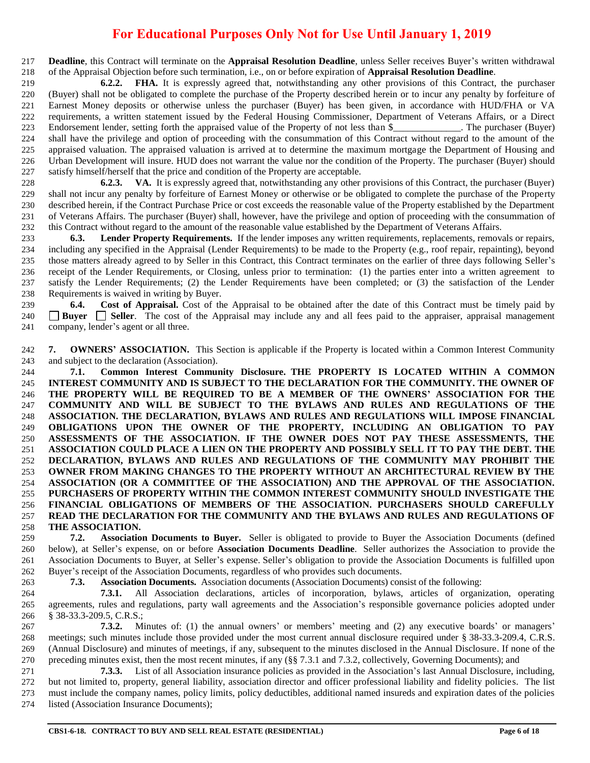**Deadline**, this Contract will terminate on the **Appraisal Resolution Deadline**, unless Seller receives Buyer's written withdrawal of the Appraisal Objection before such termination, i.e., on or before expiration of **Appraisal Resolution Deadline**.

**6.2.2. FHA.** It is expressly agreed that, notwithstanding any other provisions of this Contract, the purchaser (Buyer) shall not be obligated to complete the purchase of the Property described herein or to incur any penalty by forfeiture of Earnest Money deposits or otherwise unless the purchaser (Buyer) has been given, in accordance with HUD/FHA or VA requirements, a written statement issued by the Federal Housing Commissioner, Department of Veterans Affairs, or a Direct Endorsement lender, setting forth the appraised value of the Property of not less than $\_\_\_\_\_\_\_\_\_\_\_\_\_\_. The purchaser (Buyer) shall have the privilege and option of proceeding with the consummation of this Contract without regard to the amount of the appraised valuation. The appraised valuation is arrived at to determine the maximum mortgage the Department of Housing and Urban Development will insure. HUD does not warrant the value nor the condition of the Property. The purchaser (Buyer) should satisfy himself/herself that the price and condition of the Property are acceptable.

**6.2.3. VA.** It is expressly agreed that, notwithstanding any other provisions of this Contract, the purchaser (Buyer) shall not incur any penalty by forfeiture of Earnest Money or otherwise or be obligated to complete the purchase of the Property described herein, if the Contract Purchase Price or cost exceeds the reasonable value of the Property established by the Department of Veterans Affairs. The purchaser (Buyer) shall, however, have the privilege and option of proceeding with the consummation of this Contract without regard to the amount of the reasonable value established by the Department of Veterans Affairs.

**6.3. Lender Property Requirements.** If the lender imposes any written requirements, replacements, removals or repairs, including any specified in the Appraisal (Lender Requirements) to be made to the Property (e.g., roof repair, repainting), beyond those matters already agreed to by Seller in this Contract, this Contract terminates on the earlier of three days following Seller's receipt of the Lender Requirements, or Closing, unless prior to termination: (1) the parties enter into a written agreement to satisfy the Lender Requirements; (2) the Lender Requirements have been completed; or (3) the satisfaction of the Lender Requirements is waived in writing by Buyer.

**6.4. Cost of Appraisal.** Cost of the Appraisal to be obtained after the date of this Contract must be timely paid by ☐ **Buyer** ☐ **Seller**. The cost of the Appraisal may include any and all fees paid to the appraiser, appraisal management company, lender's agent or all three.

**7. OWNERS' ASSOCIATION.** This Section is applicable if the Property is located within a Common Interest Community and subject to the declaration (Association).

**7.1. Common Interest Community Disclosure. THE PROPERTY IS LOCATED WITHIN A COMMON INTEREST COMMUNITY AND IS SUBJECT TO THE DECLARATION FOR THE COMMUNITY. THE OWNER OF THE PROPERTY WILL BE REQUIRED TO BE A MEMBER OF THE OWNERS' ASSOCIATION FOR THE COMMUNITY AND WILL BE SUBJECT TO THE BYLAWS AND RULES AND REGULATIONS OF THE ASSOCIATION. THE DECLARATION, BYLAWS AND RULES AND REGULATIONS WILL IMPOSE FINANCIAL OBLIGATIONS UPON THE OWNER OF THE PROPERTY, INCLUDING AN OBLIGATION TO PAY ASSESSMENTS OF THE ASSOCIATION. IF THE OWNER DOES NOT PAY THESE ASSESSMENTS, THE ASSOCIATION COULD PLACE A LIEN ON THE PROPERTY AND POSSIBLY SELL IT TO PAY THE DEBT. THE DECLARATION, BYLAWS AND RULES AND REGULATIONS OF THE COMMUNITY MAY PROHIBIT THE OWNER FROM MAKING CHANGES TO THE PROPERTY WITHOUT AN ARCHITECTURAL REVIEW BY THE ASSOCIATION (OR A COMMITTEE OF THE ASSOCIATION) AND THE APPROVAL OF THE ASSOCIATION. PURCHASERS OF PROPERTY WITHIN THE COMMON INTEREST COMMUNITY SHOULD INVESTIGATE THE FINANCIAL OBLIGATIONS OF MEMBERS OF THE ASSOCIATION. PURCHASERS SHOULD CAREFULLY READ THE DECLARATION FOR THE COMMUNITY AND THE BYLAWS AND RULES AND REGULATIONS OF THE ASSOCIATION.**

**7.2. Association Documents to Buyer.** Seller is obligated to provide to Buyer the Association Documents (defined below), at Seller's expense, on or before **Association Documents Deadline**. Seller authorizes the Association to provide the Association Documents to Buyer, at Seller's expense. Seller's obligation to provide the Association Documents is fulfilled upon Buyer's receipt of the Association Documents, regardless of who provides such documents.

**7.3. Association Documents.** Association documents (Association Documents) consist of the following:

**7.3.1.** All Association declarations, articles of incorporation, bylaws, articles of organization, operating agreements, rules and regulations, party wall agreements and the Association's responsible governance policies adopted under § 38-33.3-209.5, C.R.S.;

**7.3.2.** Minutes of: (1) the annual owners' or members' meeting and (2) any executive boards' or managers' meetings; such minutes include those provided under the most current annual disclosure required under § 38-33.3-209.4, C.R.S. (Annual Disclosure) and minutes of meetings, if any, subsequent to the minutes disclosed in the Annual Disclosure. If none of the preceding minutes exist, then the most recent minutes, if any (§§ 7.3.1 and 7.3.2, collectively, Governing Documents); and

**7.3.3.** List of all Association insurance policies as provided in the Association's last Annual Disclosure, including, but not limited to, property, general liability, association director and officer professional liability and fidelity policies. The list must include the company names, policy limits, policy deductibles, additional named insureds and expiration dates of the policies listed (Association Insurance Documents);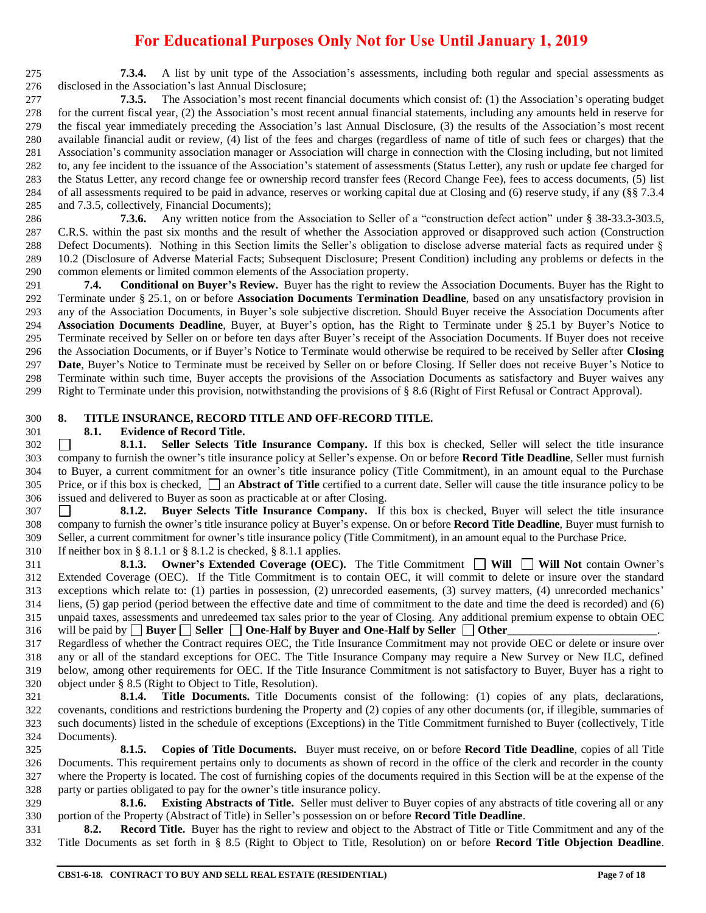**For Educational Purposes Only Not for Use Until January 1, 2019**

**7.3.4.** A list by unit type of the Association's assessments, including both regular and special assessments as disclosed in the Association's last Annual Disclosure;

**7.3.5.** The Association's most recent financial documents which consist of: (1) the Association's operating budget for the current fiscal year, (2) the Association's most recent annual financial statements, including any amounts held in reserve for the fiscal year immediately preceding the Association's last Annual Disclosure, (3) the results of the Association's most recent available financial audit or review, (4) list of the fees and charges (regardless of name of title of such fees or charges) that the Association's community association manager or Association will charge in connection with the Closing including, but not limited to, any fee incident to the issuance of the Association's statement of assessments (Status Letter), any rush or update fee charged for the Status Letter, any record change fee or ownership record transfer fees (Record Change Fee), fees to access documents, (5) list of all assessments required to be paid in advance, reserves or working capital due at Closing and (6) reserve study, if any (§§ 7.3.4 and 7.3.5, collectively, Financial Documents);

**7.3.6.** Any written notice from the Association to Seller of a "construction defect action" under § 38-33.3-303.5, C.R.S. within the past six months and the result of whether the Association approved or disapproved such action (Construction Defect Documents). Nothing in this Section limits the Seller's obligation to disclose adverse material facts as required under § 10.2 (Disclosure of Adverse Material Facts; Subsequent Disclosure; Present Condition) including any problems or defects in the common elements or limited common elements of the Association property.

**7.4. Conditional on Buyer's Review.** Buyer has the right to review the Association Documents. Buyer has the Right to Terminate under § 25.1, on or before **Association Documents Termination Deadline**, based on any unsatisfactory provision in any of the Association Documents, in Buyer's sole subjective discretion. Should Buyer receive the Association Documents after **Association Documents Deadline**, Buyer, at Buyer's option, has the Right to Terminate under § 25.1 by Buyer's Notice to Terminate received by Seller on or before ten days after Buyer's receipt of the Association Documents. If Buyer does not receive the Association Documents, or if Buyer's Notice to Terminate would otherwise be required to be received by Seller after **Closing Date**, Buyer's Notice to Terminate must be received by Seller on or before Closing. If Seller does not receive Buyer's Notice to Terminate within such time, Buyer accepts the provisions of the Association Documents as satisfactory and Buyer waives any Right to Terminate under this provision, notwithstanding the provisions of § 8.6 (Right of First Refusal or Contract Approval).

## 8. TITLE INSURANCE, RECORD TITLE AND OFF-RECORD TITLE.

**8.1. Evidence of Record Title.**

☐ **8.1.1. Seller Selects Title Insurance Company.** If this box is checked, Seller will select the title insurance company to furnish the owner's title insurance policy at Seller's expense. On or before **Record Title Deadline**, Seller must furnish to Buyer, a current commitment for an owner's title insurance policy (Title Commitment), in an amount equal to the Purchase Price, or if this box is checked, ☐ an **Abstract of Title** certified to a current date. Seller will cause the title insurance policy to be issued and delivered to Buyer as soon as practicable at or after Closing.

☐ **8.1.2. Buyer Selects Title Insurance Company.** If this box is checked, Buyer will select the title insurance company to furnish the owner's title insurance policy at Buyer's expense. On or before **Record Title Deadline**, Buyer must furnish to Seller, a current commitment for owner's title insurance policy (Title Commitment), in an amount equal to the Purchase Price.

If neither box in § 8.1.1 or § 8.1.2 is checked, § 8.1.1 applies.

**8.1.3. Owner's Extended Coverage (OEC).** The Title Commitment ☐ **Will** ☐ **Will Not** contain Owner's Extended Coverage (OEC). If the Title Commitment is to contain OEC, it will commit to delete or insure over the standard exceptions which relate to: (1) parties in possession, (2) unrecorded easements, (3) survey matters, (4) unrecorded mechanics' liens, (5) gap period (period between the effective date and time of commitment to the date and time the deed is recorded) and (6) unpaid taxes, assessments and unredeemed tax sales prior to the year of Closing. Any additional premium expense to obtain OEC will be paid by ☐ **Buyer** ☐ **Seller** ☐ **One-Half by Buyer and One-Half by Seller** ☐ **Other**\_\_\_\_\_\_\_\_\_\_\_\_\_\_\_\_\_\_\_\_\_\_\_\_\_.

Regardless of whether the Contract requires OEC, the Title Insurance Commitment may not provide OEC or delete or insure over any or all of the standard exceptions for OEC. The Title Insurance Company may require a New Survey or New ILC, defined below, among other requirements for OEC. If the Title Insurance Commitment is not satisfactory to Buyer, Buyer has a right to object under § 8.5 (Right to Object to Title, Resolution).

**8.1.4. Title Documents.** Title Documents consist of the following: (1) copies of any plats, declarations, covenants, conditions and restrictions burdening the Property and (2) copies of any other documents (or, if illegible, summaries of such documents) listed in the schedule of exceptions (Exceptions) in the Title Commitment furnished to Buyer (collectively, Title Documents).

**8.1.5. Copies of Title Documents.** Buyer must receive, on or before **Record Title Deadline**, copies of all Title Documents. This requirement pertains only to documents as shown of record in the office of the clerk and recorder in the county where the Property is located. The cost of furnishing copies of the documents required in this Section will be at the expense of the party or parties obligated to pay for the owner's title insurance policy.

**8.1.6. Existing Abstracts of Title.** Seller must deliver to Buyer copies of any abstracts of title covering all or any portion of the Property (Abstract of Title) in Seller's possession on or before **Record Title Deadline**.

**8.2. Record Title.** Buyer has the right to review and object to the Abstract of Title or Title Commitment and any of the Title Documents as set forth in § 8.5 (Right to Object to Title, Resolution) on or before **Record Title Objection Deadline**.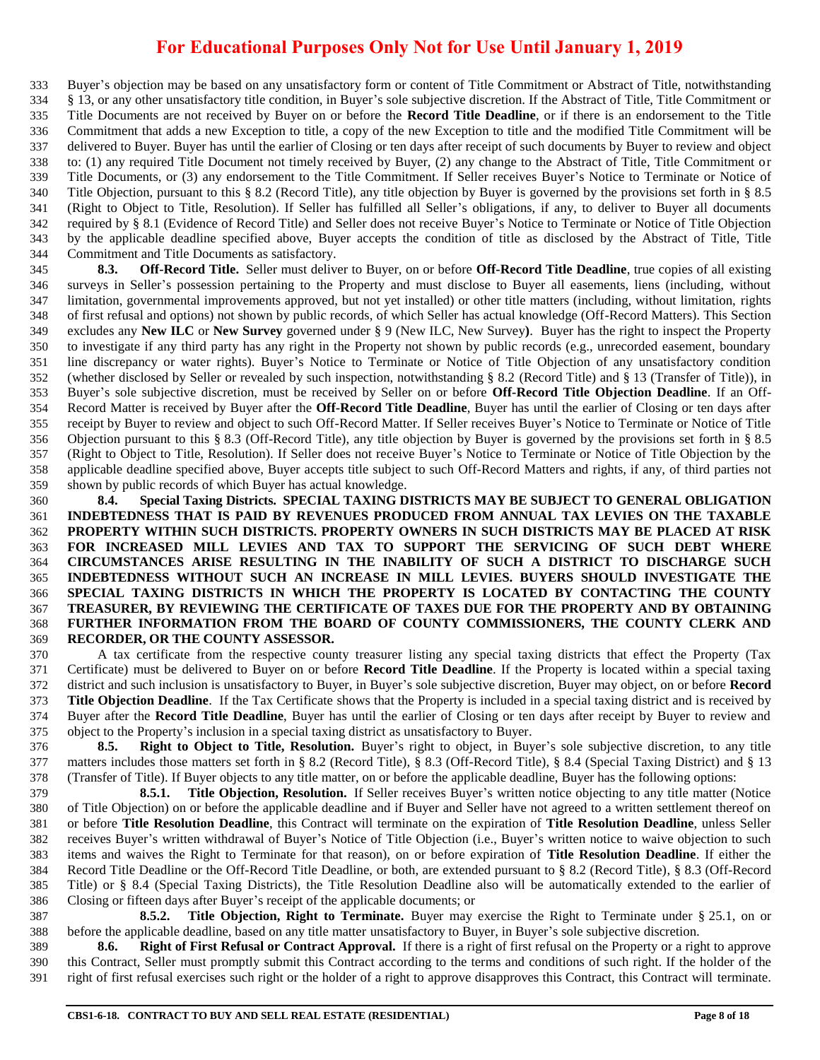Buyer's objection may be based on any unsatisfactory form or content of Title Commitment or Abstract of Title, notwithstanding § 13, or any other unsatisfactory title condition, in Buyer's sole subjective discretion. If the Abstract of Title, Title Commitment or Title Documents are not received by Buyer on or before the **Record Title Deadline**, or if there is an endorsement to the Title Commitment that adds a new Exception to title, a copy of the new Exception to title and the modified Title Commitment will be delivered to Buyer. Buyer has until the earlier of Closing or ten days after receipt of such documents by Buyer to review and object to: (1) any required Title Document not timely received by Buyer, (2) any change to the Abstract of Title, Title Commitment or Title Documents, or (3) any endorsement to the Title Commitment. If Seller receives Buyer's Notice to Terminate or Notice of Title Objection, pursuant to this § 8.2 (Record Title), any title objection by Buyer is governed by the provisions set forth in § 8.5 (Right to Object to Title, Resolution). If Seller has fulfilled all Seller's obligations, if any, to deliver to Buyer all documents required by § 8.1 (Evidence of Record Title) and Seller does not receive Buyer's Notice to Terminate or Notice of Title Objection by the applicable deadline specified above, Buyer accepts the condition of title as disclosed by the Abstract of Title, Title Commitment and Title Documents as satisfactory.

**8.3. Off-Record Title.** Seller must deliver to Buyer, on or before **Off-Record Title Deadline**, true copies of all existing surveys in Seller's possession pertaining to the Property and must disclose to Buyer all easements, liens (including, without limitation, governmental improvements approved, but not yet installed) or other title matters (including, without limitation, rights of first refusal and options) not shown by public records, of which Seller has actual knowledge (Off-Record Matters). This Section excludes any **New ILC** or **New Survey** governed under § 9 (New ILC, New Survey**)**. Buyer has the right to inspect the Property to investigate if any third party has any right in the Property not shown by public records (e.g., unrecorded easement, boundary line discrepancy or water rights). Buyer's Notice to Terminate or Notice of Title Objection of any unsatisfactory condition (whether disclosed by Seller or revealed by such inspection, notwithstanding § 8.2 (Record Title) and § 13 (Transfer of Title)), in Buyer's sole subjective discretion, must be received by Seller on or before **Off-Record Title Objection Deadline**. If an Off-Record Matter is received by Buyer after the **Off-Record Title Deadline**, Buyer has until the earlier of Closing or ten days after receipt by Buyer to review and object to such Off-Record Matter. If Seller receives Buyer's Notice to Terminate or Notice of Title Objection pursuant to this § 8.3 (Off-Record Title), any title objection by Buyer is governed by the provisions set forth in § 8.5 (Right to Object to Title, Resolution). If Seller does not receive Buyer's Notice to Terminate or Notice of Title Objection by the applicable deadline specified above, Buyer accepts title subject to such Off-Record Matters and rights, if any, of third parties not shown by public records of which Buyer has actual knowledge.

**8.4. Special Taxing Districts. SPECIAL TAXING DISTRICTS MAY BE SUBJECT TO GENERAL OBLIGATION INDEBTEDNESS THAT IS PAID BY REVENUES PRODUCED FROM ANNUAL TAX LEVIES ON THE TAXABLE PROPERTY WITHIN SUCH DISTRICTS. PROPERTY OWNERS IN SUCH DISTRICTS MAY BE PLACED AT RISK FOR INCREASED MILL LEVIES AND TAX TO SUPPORT THE SERVICING OF SUCH DEBT WHERE CIRCUMSTANCES ARISE RESULTING IN THE INABILITY OF SUCH A DISTRICT TO DISCHARGE SUCH INDEBTEDNESS WITHOUT SUCH AN INCREASE IN MILL LEVIES. BUYERS SHOULD INVESTIGATE THE SPECIAL TAXING DISTRICTS IN WHICH THE PROPERTY IS LOCATED BY CONTACTING THE COUNTY TREASURER, BY REVIEWING THE CERTIFICATE OF TAXES DUE FOR THE PROPERTY AND BY OBTAINING FURTHER INFORMATION FROM THE BOARD OF COUNTY COMMISSIONERS, THE COUNTY CLERK AND RECORDER, OR THE COUNTY ASSESSOR.**

A tax certificate from the respective county treasurer listing any special taxing districts that effect the Property (Tax Certificate) must be delivered to Buyer on or before **Record Title Deadline**. If the Property is located within a special taxing district and such inclusion is unsatisfactory to Buyer, in Buyer's sole subjective discretion, Buyer may object, on or before **Record Title Objection Deadline**. If the Tax Certificate shows that the Property is included in a special taxing district and is received by Buyer after the **Record Title Deadline**, Buyer has until the earlier of Closing or ten days after receipt by Buyer to review and object to the Property's inclusion in a special taxing district as unsatisfactory to Buyer.

**8.5. Right to Object to Title, Resolution.** Buyer's right to object, in Buyer's sole subjective discretion, to any title matters includes those matters set forth in § 8.2 (Record Title), § 8.3 (Off-Record Title), § 8.4 (Special Taxing District) and § 13 (Transfer of Title). If Buyer objects to any title matter, on or before the applicable deadline, Buyer has the following options:

**8.5.1. Title Objection, Resolution.** If Seller receives Buyer's written notice objecting to any title matter (Notice of Title Objection) on or before the applicable deadline and if Buyer and Seller have not agreed to a written settlement thereof on or before **Title Resolution Deadline**, this Contract will terminate on the expiration of **Title Resolution Deadline**, unless Seller receives Buyer's written withdrawal of Buyer's Notice of Title Objection (i.e., Buyer's written notice to waive objection to such items and waives the Right to Terminate for that reason), on or before expiration of **Title Resolution Deadline**. If either the Record Title Deadline or the Off-Record Title Deadline, or both, are extended pursuant to § 8.2 (Record Title), § 8.3 (Off-Record Title) or § 8.4 (Special Taxing Districts), the Title Resolution Deadline also will be automatically extended to the earlier of Closing or fifteen days after Buyer's receipt of the applicable documents; or

**8.5.2. Title Objection, Right to Terminate.** Buyer may exercise the Right to Terminate under § 25.1, on or before the applicable deadline, based on any title matter unsatisfactory to Buyer, in Buyer's sole subjective discretion.

**8.6. Right of First Refusal or Contract Approval.** If there is a right of first refusal on the Property or a right to approve this Contract, Seller must promptly submit this Contract according to the terms and conditions of such right. If the holder of the right of first refusal exercises such right or the holder of a right to approve disapproves this Contract, this Contract will terminate.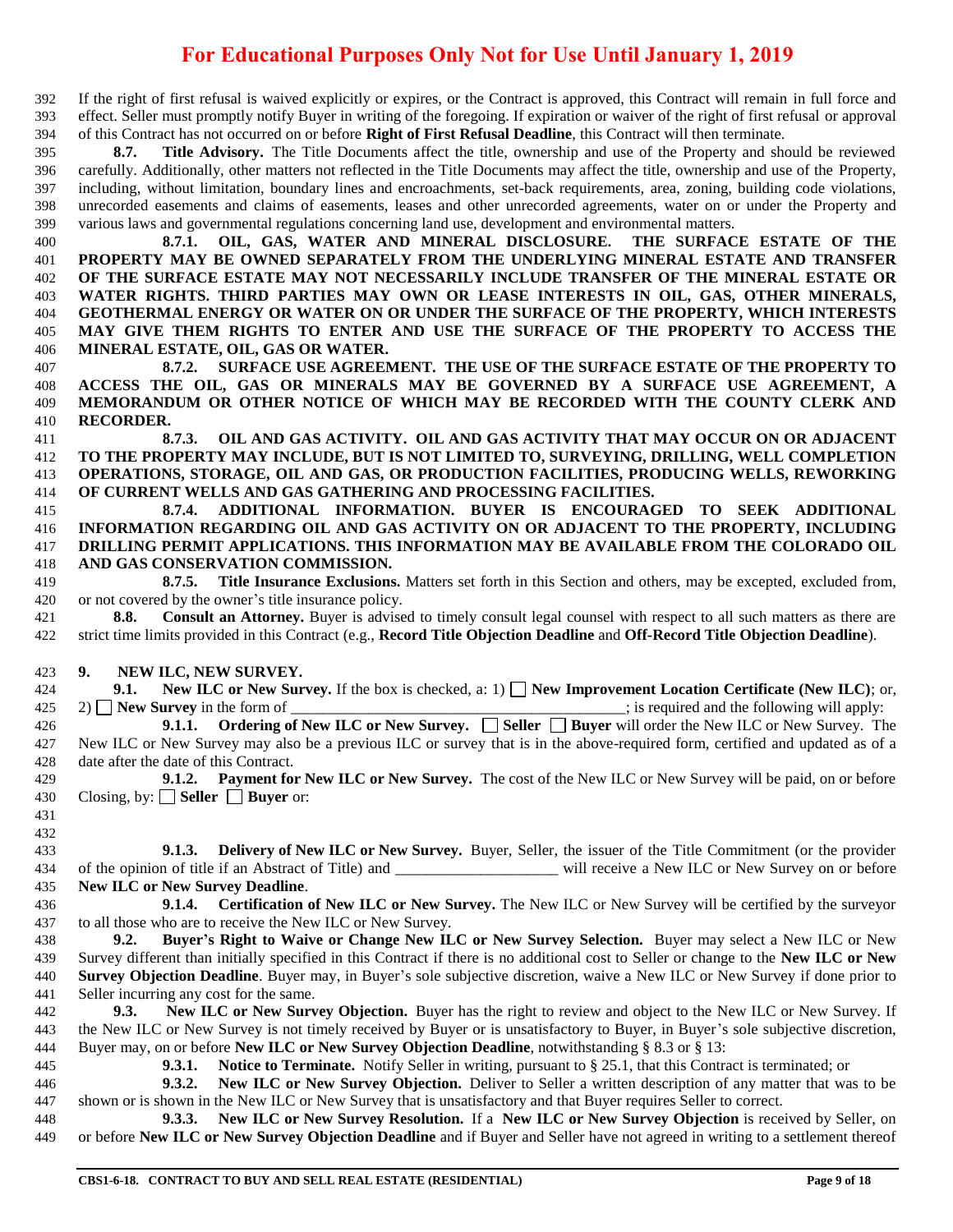# For Educational Purposes Only Not for Use Until January 1, 2019

If the right of first refusal is waived explicitly or expires, or the Contract is approved, this Contract will remain in full force and effect. Seller must promptly notify Buyer in writing of the foregoing. If expiration or waiver of the right of first refusal or approval of this Contract has not occurred on or before **Right of First Refusal Deadline**, this Contract will then terminate.

**8.7. Title Advisory.** The Title Documents affect the title, ownership and use of the Property and should be reviewed carefully. Additionally, other matters not reflected in the Title Documents may affect the title, ownership and use of the Property, including, without limitation, boundary lines and encroachments, set-back requirements, area, zoning, building code violations, unrecorded easements and claims of easements, leases and other unrecorded agreements, water on or under the Property and various laws and governmental regulations concerning land use, development and environmental matters.

**8.7.1. OIL, GAS, WATER AND MINERAL DISCLOSURE. THE SURFACE ESTATE OF THE PROPERTY MAY BE OWNED SEPARATELY FROM THE UNDERLYING MINERAL ESTATE AND TRANSFER OF THE SURFACE ESTATE MAY NOT NECESSARILY INCLUDE TRANSFER OF THE MINERAL ESTATE OR WATER RIGHTS. THIRD PARTIES MAY OWN OR LEASE INTERESTS IN OIL, GAS, OTHER MINERALS, GEOTHERMAL ENERGY OR WATER ON OR UNDER THE SURFACE OF THE PROPERTY, WHICH INTERESTS MAY GIVE THEM RIGHTS TO ENTER AND USE THE SURFACE OF THE PROPERTY TO ACCESS THE MINERAL ESTATE, OIL, GAS OR WATER.**

**8.7.2. SURFACE USE AGREEMENT. THE USE OF THE SURFACE ESTATE OF THE PROPERTY TO ACCESS THE OIL, GAS OR MINERALS MAY BE GOVERNED BY A SURFACE USE AGREEMENT, A MEMORANDUM OR OTHER NOTICE OF WHICH MAY BE RECORDED WITH THE COUNTY CLERK AND RECORDER.**

**8.7.3. OIL AND GAS ACTIVITY. OIL AND GAS ACTIVITY THAT MAY OCCUR ON OR ADJACENT TO THE PROPERTY MAY INCLUDE, BUT IS NOT LIMITED TO, SURVEYING, DRILLING, WELL COMPLETION OPERATIONS, STORAGE, OIL AND GAS, OR PRODUCTION FACILITIES, PRODUCING WELLS, REWORKING OF CURRENT WELLS AND GAS GATHERING AND PROCESSING FACILITIES.**

**8.7.4. ADDITIONAL INFORMATION. BUYER IS ENCOURAGED TO SEEK ADDITIONAL INFORMATION REGARDING OIL AND GAS ACTIVITY ON OR ADJACENT TO THE PROPERTY, INCLUDING DRILLING PERMIT APPLICATIONS. THIS INFORMATION MAY BE AVAILABLE FROM THE COLORADO OIL AND GAS CONSERVATION COMMISSION.**

**8.7.5. Title Insurance Exclusions.** Matters set forth in this Section and others, may be excepted, excluded from, or not covered by the owner's title insurance policy.

**8.8. Consult an Attorney.** Buyer is advised to timely consult legal counsel with respect to all such matters as there are strict time limits provided in this Contract (e.g., **Record Title Objection Deadline** and **Off-Record Title Objection Deadline**).

## 9. NEW ILC, NEW SURVEY.

**9.1. New ILC or New Survey.** If the box is checked, a: 1) ☐ **New Improvement Location Certificate (New ILC)**; or, 2) ☐ **New Survey** in the form of ____________________________________________; is required and the following will apply:

**9.1.1. Ordering of New ILC or New Survey.** ☐ **Seller** ☐ **Buyer** will order the New ILC or New Survey. The New ILC or New Survey may also be a previous ILC or survey that is in the above-required form, certified and updated as of a date after the date of this Contract.

**9.1.2. Payment for New ILC or New Survey.** The cost of the New ILC or New Survey will be paid, on or before Closing, by: ☐ **Seller** ☐ **Buyer** or:

**9.1.3. Delivery of New ILC or New Survey.** Buyer, Seller, the issuer of the Title Commitment (or the provider of the opinion of title if an Abstract of Title) and ____________________ will receive a New ILC or New Survey on or before **New ILC or New Survey Deadline**.

**9.1.4. Certification of New ILC or New Survey.** The New ILC or New Survey will be certified by the surveyor to all those who are to receive the New ILC or New Survey.

**9.2. Buyer's Right to Waive or Change New ILC or New Survey Selection.** Buyer may select a New ILC or New Survey different than initially specified in this Contract if there is no additional cost to Seller or change to the **New ILC or New Survey Objection Deadline**. Buyer may, in Buyer's sole subjective discretion, waive a New ILC or New Survey if done prior to Seller incurring any cost for the same.

**9.3. New ILC or New Survey Objection.** Buyer has the right to review and object to the New ILC or New Survey. If the New ILC or New Survey is not timely received by Buyer or is unsatisfactory to Buyer, in Buyer's sole subjective discretion, Buyer may, on or before **New ILC or New Survey Objection Deadline**, notwithstanding § 8.3 or § 13:

**9.3.1. Notice to Terminate.** Notify Seller in writing, pursuant to § 25.1, that this Contract is terminated; or

**9.3.2. New ILC or New Survey Objection.** Deliver to Seller a written description of any matter that was to be shown or is shown in the New ILC or New Survey that is unsatisfactory and that Buyer requires Seller to correct.

**9.3.3. New ILC or New Survey Resolution.** If a **New ILC or New Survey Objection** is received by Seller, on or before **New ILC or New Survey Objection Deadline** and if Buyer and Seller have not agreed in writing to a settlement thereof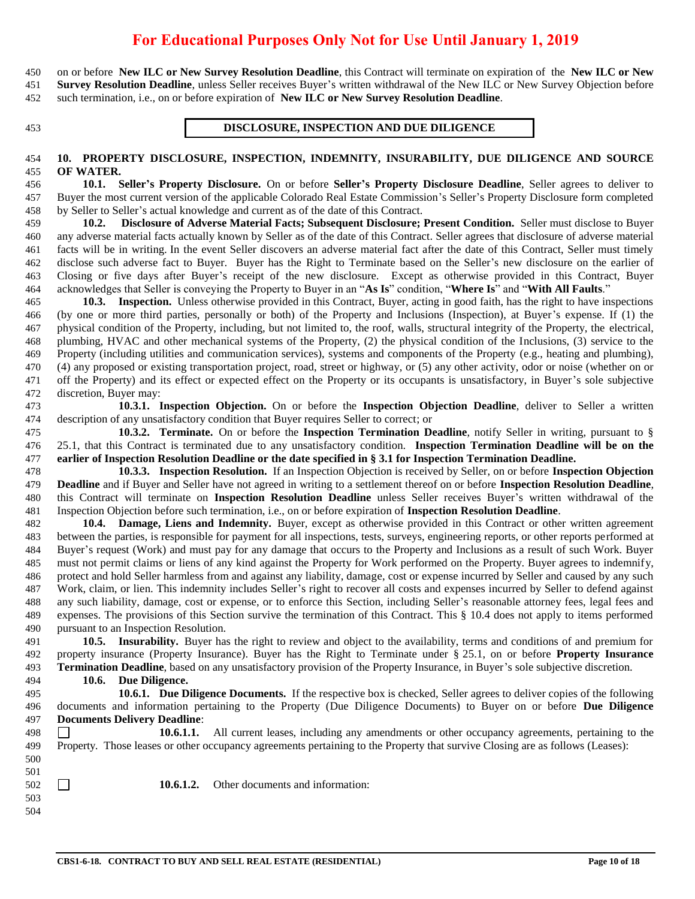on or before **New ILC or New Survey Resolution Deadline**, this Contract will terminate on expiration of the **New ILC or New Survey Resolution Deadline**, unless Seller receives Buyer's written withdrawal of the New ILC or New Survey Objection before such termination, i.e., on or before expiration of **New ILC or New Survey Resolution Deadline**.

## DISCLOSURE, INSPECTION AND DUE DILIGENCE

**10. PROPERTY DISCLOSURE, INSPECTION, INDEMNITY, INSURABILITY, DUE DILIGENCE AND SOURCE OF WATER.**

**10.1. Seller's Property Disclosure.** On or before **Seller's Property Disclosure Deadline**, Seller agrees to deliver to Buyer the most current version of the applicable Colorado Real Estate Commission's Seller's Property Disclosure form completed by Seller to Seller's actual knowledge and current as of the date of this Contract.

**10.2. Disclosure of Adverse Material Facts; Subsequent Disclosure; Present Condition.** Seller must disclose to Buyer any adverse material facts actually known by Seller as of the date of this Contract. Seller agrees that disclosure of adverse material facts will be in writing. In the event Seller discovers an adverse material fact after the date of this Contract, Seller must timely disclose such adverse fact to Buyer. Buyer has the Right to Terminate based on the Seller's new disclosure on the earlier of Closing or five days after Buyer's receipt of the new disclosure. Except as otherwise provided in this Contract, Buyer acknowledges that Seller is conveying the Property to Buyer in an "**As Is**" condition, "**Where Is**" and "**With All Faults**."

**10.3. Inspection.** Unless otherwise provided in this Contract, Buyer, acting in good faith, has the right to have inspections (by one or more third parties, personally or both) of the Property and Inclusions (Inspection), at Buyer's expense. If (1) the physical condition of the Property, including, but not limited to, the roof, walls, structural integrity of the Property, the electrical, plumbing, HVAC and other mechanical systems of the Property, (2) the physical condition of the Inclusions, (3) service to the Property (including utilities and communication services), systems and components of the Property (e.g., heating and plumbing), (4) any proposed or existing transportation project, road, street or highway, or (5) any other activity, odor or noise (whether on or off the Property) and its effect or expected effect on the Property or its occupants is unsatisfactory, in Buyer's sole subjective discretion, Buyer may:

**10.3.1. Inspection Objection.** On or before the **Inspection Objection Deadline**, deliver to Seller a written description of any unsatisfactory condition that Buyer requires Seller to correct; or

**10.3.2. Terminate.** On or before the **Inspection Termination Deadline**, notify Seller in writing, pursuant to § 25.1, that this Contract is terminated due to any unsatisfactory condition. **Inspection Termination Deadline will be on the earlier of Inspection Resolution Deadline or the date specified in § 3.1 for Inspection Termination Deadline.**

**10.3.3. Inspection Resolution.** If an Inspection Objection is received by Seller, on or before **Inspection Objection Deadline** and if Buyer and Seller have not agreed in writing to a settlement thereof on or before **Inspection Resolution Deadline**, this Contract will terminate on **Inspection Resolution Deadline** unless Seller receives Buyer's written withdrawal of the Inspection Objection before such termination, i.e., on or before expiration of **Inspection Resolution Deadline**.

**10.4. Damage, Liens and Indemnity.** Buyer, except as otherwise provided in this Contract or other written agreement between the parties, is responsible for payment for all inspections, tests, surveys, engineering reports, or other reports performed at Buyer's request (Work) and must pay for any damage that occurs to the Property and Inclusions as a result of such Work. Buyer must not permit claims or liens of any kind against the Property for Work performed on the Property. Buyer agrees to indemnify, protect and hold Seller harmless from and against any liability, damage, cost or expense incurred by Seller and caused by any such Work, claim, or lien. This indemnity includes Seller's right to recover all costs and expenses incurred by Seller to defend against any such liability, damage, cost or expense, or to enforce this Section, including Seller's reasonable attorney fees, legal fees and expenses. The provisions of this Section survive the termination of this Contract. This § 10.4 does not apply to items performed pursuant to an Inspection Resolution.

**10.5. Insurability.** Buyer has the right to review and object to the availability, terms and conditions of and premium for property insurance (Property Insurance). Buyer has the Right to Terminate under § 25.1, on or before **Property Insurance Termination Deadline**, based on any unsatisfactory provision of the Property Insurance, in Buyer's sole subjective discretion.

**10.6. Due Diligence.**

**10.6.1. Due Diligence Documents.** If the respective box is checked, Seller agrees to deliver copies of the following documents and information pertaining to the Property (Due Diligence Documents) to Buyer on or before **Due Diligence Documents Delivery Deadline**:

☐ **10.6.1.1.** All current leases, including any amendments or other occupancy agreements, pertaining to the Property. Those leases or other occupancy agreements pertaining to the Property that survive Closing are as follows (Leases):

☐ **10.6.1.2.** Other documents and information: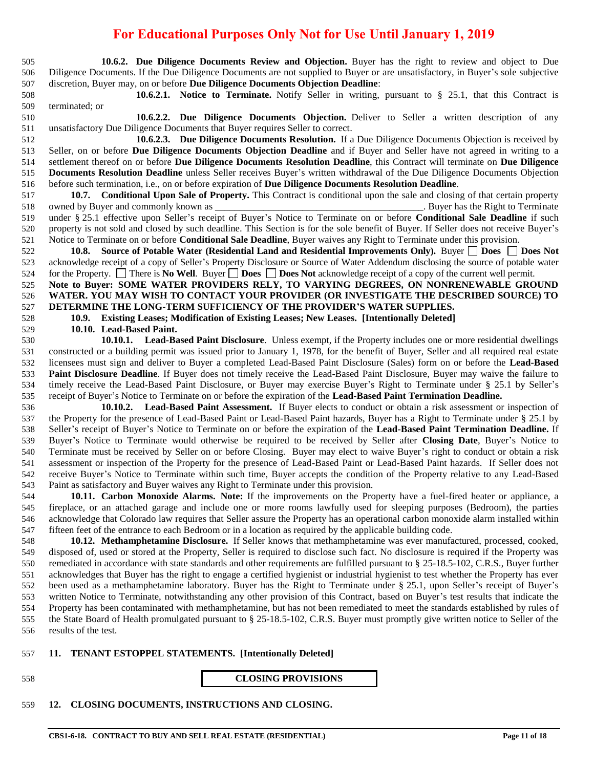**For Educational Purposes Only Not for Use Until January 1, 2019**

**10.6.2. Due Diligence Documents Review and Objection.** Buyer has the right to review and object to Due Diligence Documents. If the Due Diligence Documents are not supplied to Buyer or are unsatisfactory, in Buyer's sole subjective discretion, Buyer may, on or before **Due Diligence Documents Objection Deadline**:

**10.6.2.1. Notice to Terminate.** Notify Seller in writing, pursuant to § 25.1, that this Contract is terminated; or

**10.6.2.2. Due Diligence Documents Objection.** Deliver to Seller a written description of any unsatisfactory Due Diligence Documents that Buyer requires Seller to correct.

**10.6.2.3. Due Diligence Documents Resolution.** If a Due Diligence Documents Objection is received by Seller, on or before **Due Diligence Documents Objection Deadline** and if Buyer and Seller have not agreed in writing to a settlement thereof on or before **Due Diligence Documents Resolution Deadline**, this Contract will terminate on **Due Diligence Documents Resolution Deadline** unless Seller receives Buyer's written withdrawal of the Due Diligence Documents Objection before such termination, i.e., on or before expiration of **Due Diligence Documents Resolution Deadline**.

**10.7. Conditional Upon Sale of Property.** This Contract is conditional upon the sale and closing of that certain property owned by Buyer and commonly known as __________________________________________. Buyer has the Right to Terminate under § 25.1 effective upon Seller's receipt of Buyer's Notice to Terminate on or before **Conditional Sale Deadline** if such property is not sold and closed by such deadline. This Section is for the sole benefit of Buyer. If Seller does not receive Buyer's Notice to Terminate on or before **Conditional Sale Deadline**, Buyer waives any Right to Terminate under this provision.

**10.8. Source of Potable Water (Residential Land and Residential Improvements Only).** Buyer ☐ **Does** ☐ **Does Not** acknowledge receipt of a copy of Seller's Property Disclosure or Source of Water Addendum disclosing the source of potable water for the Property. ☐ There is **No Well**. Buyer ☐ **Does** ☐ **Does Not** acknowledge receipt of a copy of the current well permit.

**Note to Buyer: SOME WATER PROVIDERS RELY, TO VARYING DEGREES, ON NONRENEWABLE GROUND WATER. YOU MAY WISH TO CONTACT YOUR PROVIDER (OR INVESTIGATE THE DESCRIBED SOURCE) TO DETERMINE THE LONG-TERM SUFFICIENCY OF THE PROVIDER'S WATER SUPPLIES.**

**10.9. Existing Leases; Modification of Existing Leases; New Leases. [Intentionally Deleted]**

**10.10. Lead-Based Paint.**

**10.10.1. Lead-Based Paint Disclosure**. Unless exempt, if the Property includes one or more residential dwellings constructed or a building permit was issued prior to January 1, 1978, for the benefit of Buyer, Seller and all required real estate licensees must sign and deliver to Buyer a completed Lead-Based Paint Disclosure (Sales) form on or before the **Lead-Based Paint Disclosure Deadline**. If Buyer does not timely receive the Lead-Based Paint Disclosure, Buyer may waive the failure to timely receive the Lead-Based Paint Disclosure, or Buyer may exercise Buyer's Right to Terminate under § 25.1 by Seller's receipt of Buyer's Notice to Terminate on or before the expiration of the **Lead-Based Paint Termination Deadline.**

**10.10.2. Lead-Based Paint Assessment.** If Buyer elects to conduct or obtain a risk assessment or inspection of the Property for the presence of Lead-Based Paint or Lead-Based Paint hazards, Buyer has a Right to Terminate under § 25.1 by Seller's receipt of Buyer's Notice to Terminate on or before the expiration of the **Lead-Based Paint Termination Deadline.** If Buyer's Notice to Terminate would otherwise be required to be received by Seller after **Closing Date**, Buyer's Notice to Terminate must be received by Seller on or before Closing. Buyer may elect to waive Buyer's right to conduct or obtain a risk assessment or inspection of the Property for the presence of Lead-Based Paint or Lead-Based Paint hazards. If Seller does not receive Buyer's Notice to Terminate within such time, Buyer accepts the condition of the Property relative to any Lead-Based Paint as satisfactory and Buyer waives any Right to Terminate under this provision.

**10.11. Carbon Monoxide Alarms. Note:** If the improvements on the Property have a fuel-fired heater or appliance, a fireplace, or an attached garage and include one or more rooms lawfully used for sleeping purposes (Bedroom), the parties acknowledge that Colorado law requires that Seller assure the Property has an operational carbon monoxide alarm installed within fifteen feet of the entrance to each Bedroom or in a location as required by the applicable building code.

**10.12. Methamphetamine Disclosure.** If Seller knows that methamphetamine was ever manufactured, processed, cooked, disposed of, used or stored at the Property, Seller is required to disclose such fact. No disclosure is required if the Property was remediated in accordance with state standards and other requirements are fulfilled pursuant to § 25-18.5-102, C.R.S., Buyer further acknowledges that Buyer has the right to engage a certified hygienist or industrial hygienist to test whether the Property has ever been used as a methamphetamine laboratory. Buyer has the Right to Terminate under § 25.1, upon Seller's receipt of Buyer's written Notice to Terminate, notwithstanding any other provision of this Contract, based on Buyer's test results that indicate the Property has been contaminated with methamphetamine, but has not been remediated to meet the standards established by rules of the State Board of Health promulgated pursuant to § 25-18.5-102, C.R.S. Buyer must promptly give written notice to Seller of the results of the test.

## 11. TENANT ESTOPPEL STATEMENTS. [Intentionally Deleted]

## CLOSING PROVISIONS

## 12. CLOSING DOCUMENTS, INSTRUCTIONS AND CLOSING.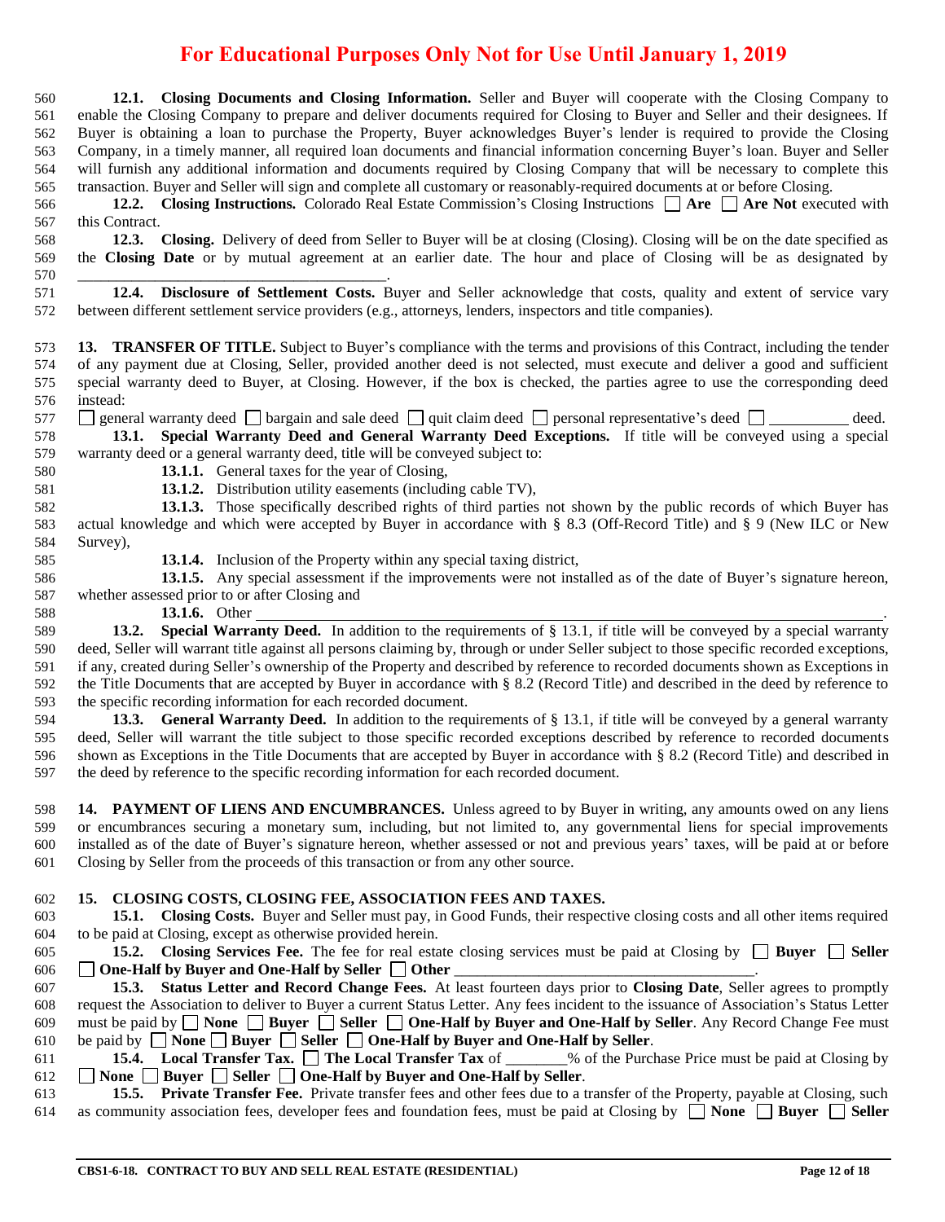**For Educational Purposes Only Not for Use Until January 1, 2019**

**12.1. Closing Documents and Closing Information.** Seller and Buyer will cooperate with the Closing Company to enable the Closing Company to prepare and deliver documents required for Closing to Buyer and Seller and their designees. If Buyer is obtaining a loan to purchase the Property, Buyer acknowledges Buyer's lender is required to provide the Closing Company, in a timely manner, all required loan documents and financial information concerning Buyer's loan. Buyer and Seller will furnish any additional information and documents required by Closing Company that will be necessary to complete this transaction. Buyer and Seller will sign and complete all customary or reasonably-required documents at or before Closing.

**12.2. Closing Instructions.** Colorado Real Estate Commission's Closing Instructions ☐ **Are** ☐ **Are Not** executed with this Contract.

**12.3. Closing.** Delivery of deed from Seller to Buyer will be at closing (Closing). Closing will be on the date specified as the **Closing Date** or by mutual agreement at an earlier date. The hour and place of Closing will be as designated by ________________________________________.

**12.4. Disclosure of Settlement Costs.** Buyer and Seller acknowledge that costs, quality and extent of service vary between different settlement service providers (e.g., attorneys, lenders, inspectors and title companies).

**13. TRANSFER OF TITLE.** Subject to Buyer's compliance with the terms and provisions of this Contract, including the tender of any payment due at Closing, Seller, provided another deed is not selected, must execute and deliver a good and sufficient special warranty deed to Buyer, at Closing. However, if the box is checked, the parties agree to use the corresponding deed instead:

☐ general warranty deed ☐ bargain and sale deed ☐ quit claim deed ☐ personal representative's deed ☐ __________ deed.

**13.1. Special Warranty Deed and General Warranty Deed Exceptions.** If title will be conveyed using a special warranty deed or a general warranty deed, title will be conveyed subject to:

**13.1.1.** General taxes for the year of Closing,

**13.1.2.** Distribution utility easements (including cable TV),

**13.1.3.** Those specifically described rights of third parties not shown by the public records of which Buyer has actual knowledge and which were accepted by Buyer in accordance with § 8.3 (Off-Record Title) and § 9 (New ILC or New Survey),

**13.1.4.** Inclusion of the Property within any special taxing district,

**13.1.5.** Any special assessment if the improvements were not installed as of the date of Buyer's signature hereon, whether assessed prior to or after Closing and

**13.1.6.** Other ________________________________________________________________________.

**13.2. Special Warranty Deed.** In addition to the requirements of § 13.1, if title will be conveyed by a special warranty deed, Seller will warrant title against all persons claiming by, through or under Seller subject to those specific recorded exceptions, if any, created during Seller's ownership of the Property and described by reference to recorded documents shown as Exceptions in the Title Documents that are accepted by Buyer in accordance with § 8.2 (Record Title) and described in the deed by reference to the specific recording information for each recorded document.

**13.3. General Warranty Deed.** In addition to the requirements of § 13.1, if title will be conveyed by a general warranty deed, Seller will warrant the title subject to those specific recorded exceptions described by reference to recorded documents shown as Exceptions in the Title Documents that are accepted by Buyer in accordance with § 8.2 (Record Title) and described in the deed by reference to the specific recording information for each recorded document.

**14. PAYMENT OF LIENS AND ENCUMBRANCES.** Unless agreed to by Buyer in writing, any amounts owed on any liens or encumbrances securing a monetary sum, including, but not limited to, any governmental liens for special improvements installed as of the date of Buyer's signature hereon, whether assessed or not and previous years' taxes, will be paid at or before Closing by Seller from the proceeds of this transaction or from any other source.

**15. CLOSING COSTS, CLOSING FEE, ASSOCIATION FEES AND TAXES.**

**15.1. Closing Costs.** Buyer and Seller must pay, in Good Funds, their respective closing costs and all other items required to be paid at Closing, except as otherwise provided herein.

**15.2. Closing Services Fee.** The fee for real estate closing services must be paid at Closing by ☐ **Buyer** ☐ **Seller** ☐ **One-Half by Buyer and One-Half by Seller** ☐ **Other** ________________________________________.

**15.3. Status Letter and Record Change Fees.** At least fourteen days prior to **Closing Date**, Seller agrees to promptly request the Association to deliver to Buyer a current Status Letter. Any fees incident to the issuance of Association's Status Letter must be paid by ☐ **None** ☐ **Buyer** ☐ **Seller** ☐ **One-Half by Buyer and One-Half by Seller**. Any Record Change Fee must be paid by ☐ **None** ☐ **Buyer** ☐ **Seller** ☐ **One-Half by Buyer and One-Half by Seller**.

**15.4. Local Transfer Tax.** ☐ **The Local Transfer Tax** of ________% of the Purchase Price must be paid at Closing by ☐ **None** ☐ **Buyer** ☐ **Seller** ☐ **One-Half by Buyer and One-Half by Seller**.

**15.5. Private Transfer Fee.** Private transfer fees and other fees due to a transfer of the Property, payable at Closing, such as community association fees, developer fees and foundation fees, must be paid at Closing by ☐ **None** ☐ **Buyer** ☐ **Seller**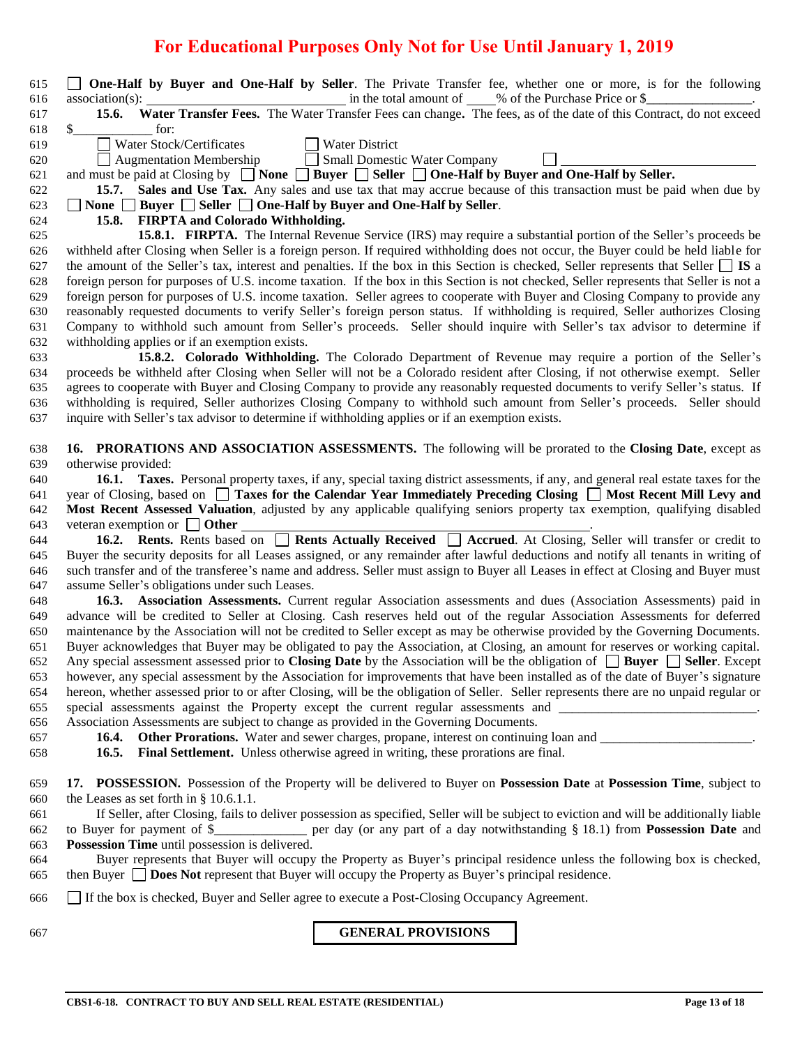☐ **One-Half by Buyer and One-Half by Seller**. The Private Transfer fee, whether one or more, is for the following association(s): ____________________________ in the total amount of ____% of the Purchase Price or $________________.

**15.6. Water Transfer Fees.** The Water Transfer Fees can change**.** The fees, as of the date of this Contract, do not exceed $____________ for:

☐ Water Stock/Certificates ☐ Water District
☐ Augmentation Membership ☐ Small Domestic Water Company ☐ ____________________________

and must be paid at Closing by ☐ **None** ☐ **Buyer** ☐ **Seller** ☐ **One-Half by Buyer and One-Half by Seller.**

**15.7. Sales and Use Tax.** Any sales and use tax that may accrue because of this transaction must be paid when due by ☐ **None** ☐ **Buyer** ☐ **Seller** ☐ **One-Half by Buyer and One-Half by Seller**.

**15.8. FIRPTA and Colorado Withholding.**

**15.8.1. FIRPTA.** The Internal Revenue Service (IRS) may require a substantial portion of the Seller's proceeds be withheld after Closing when Seller is a foreign person. If required withholding does not occur, the Buyer could be held liable for the amount of the Seller's tax, interest and penalties. If the box in this Section is checked, Seller represents that Seller ☐ **IS** a foreign person for purposes of U.S. income taxation. If the box in this Section is not checked, Seller represents that Seller is not a foreign person for purposes of U.S. income taxation. Seller agrees to cooperate with Buyer and Closing Company to provide any reasonably requested documents to verify Seller's foreign person status. If withholding is required, Seller authorizes Closing Company to withhold such amount from Seller's proceeds. Seller should inquire with Seller's tax advisor to determine if withholding applies or if an exemption exists.

**15.8.2. Colorado Withholding.** The Colorado Department of Revenue may require a portion of the Seller's proceeds be withheld after Closing when Seller will not be a Colorado resident after Closing, if not otherwise exempt. Seller agrees to cooperate with Buyer and Closing Company to provide any reasonably requested documents to verify Seller's status. If withholding is required, Seller authorizes Closing Company to withhold such amount from Seller's proceeds. Seller should inquire with Seller's tax advisor to determine if withholding applies or if an exemption exists.

**16. PRORATIONS AND ASSOCIATION ASSESSMENTS.** The following will be prorated to the **Closing Date**, except as otherwise provided:

**16.1. Taxes.** Personal property taxes, if any, special taxing district assessments, if any, and general real estate taxes for the year of Closing, based on ☐ **Taxes for the Calendar Year Immediately Preceding Closing** ☐ **Most Recent Mill Levy and Most Recent Assessed Valuation**, adjusted by any applicable qualifying seniors property tax exemption, qualifying disabled veteran exemption or ☐ **Other** ______________________________________________.

**16.2. Rents.** Rents based on ☐ **Rents Actually Received** ☐ **Accrued**. At Closing, Seller will transfer or credit to Buyer the security deposits for all Leases assigned, or any remainder after lawful deductions and notify all tenants in writing of such transfer and of the transferee's name and address. Seller must assign to Buyer all Leases in effect at Closing and Buyer must assume Seller's obligations under such Leases.

**16.3. Association Assessments.** Current regular Association assessments and dues (Association Assessments) paid in advance will be credited to Seller at Closing. Cash reserves held out of the regular Association Assessments for deferred maintenance by the Association will not be credited to Seller except as may be otherwise provided by the Governing Documents. Buyer acknowledges that Buyer may be obligated to pay the Association, at Closing, an amount for reserves or working capital. Any special assessment assessed prior to **Closing Date** by the Association will be the obligation of ☐ **Buyer** ☐ **Seller**. Except however, any special assessment by the Association for improvements that have been installed as of the date of Buyer's signature hereon, whether assessed prior to or after Closing, will be the obligation of Seller. Seller represents there are no unpaid regular or special assessments against the Property except the current regular assessments and ______________________________. Association Assessments are subject to change as provided in the Governing Documents.

**16.4. Other Prorations.** Water and sewer charges, propane, interest on continuing loan and _______________________.

**16.5. Final Settlement.** Unless otherwise agreed in writing, these prorations are final.

**17. POSSESSION.** Possession of the Property will be delivered to Buyer on **Possession Date** at **Possession Time**, subject to the Leases as set forth in § 10.6.1.1.

If Seller, after Closing, fails to deliver possession as specified, Seller will be subject to eviction and will be additionally liable to Buyer for payment of $______________ per day (or any part of a day notwithstanding § 18.1) from **Possession Date** and **Possession Time** until possession is delivered.

Buyer represents that Buyer will occupy the Property as Buyer's principal residence unless the following box is checked, then Buyer ☐ **Does Not** represent that Buyer will occupy the Property as Buyer's principal residence.

☐ If the box is checked, Buyer and Seller agree to execute a Post-Closing Occupancy Agreement.

## GENERAL PROVISIONS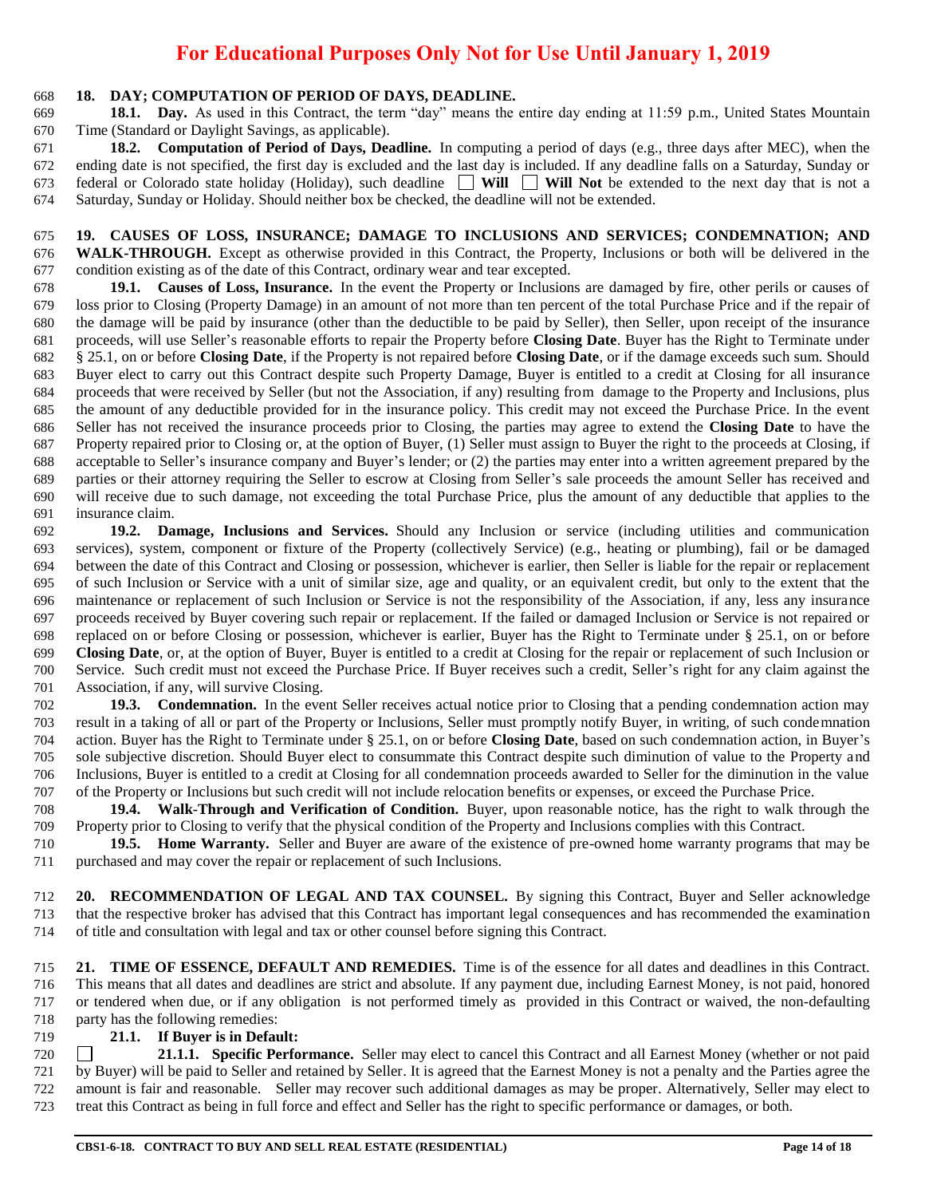**For Educational Purposes Only Not for Use Until January 1, 2019**

**18. DAY; COMPUTATION OF PERIOD OF DAYS, DEADLINE.**

**18.1. Day.** As used in this Contract, the term "day" means the entire day ending at 11:59 p.m., United States Mountain Time (Standard or Daylight Savings, as applicable).

**18.2. Computation of Period of Days, Deadline.** In computing a period of days (e.g., three days after MEC), when the ending date is not specified, the first day is excluded and the last day is included. If any deadline falls on a Saturday, Sunday or federal or Colorado state holiday (Holiday), such deadline ☐ **Will** ☐ **Will Not** be extended to the next day that is not a Saturday, Sunday or Holiday. Should neither box be checked, the deadline will not be extended.

**19. CAUSES OF LOSS, INSURANCE; DAMAGE TO INCLUSIONS AND SERVICES; CONDEMNATION; AND WALK-THROUGH.** Except as otherwise provided in this Contract, the Property, Inclusions or both will be delivered in the condition existing as of the date of this Contract, ordinary wear and tear excepted.

**19.1. Causes of Loss, Insurance.** In the event the Property or Inclusions are damaged by fire, other perils or causes of loss prior to Closing (Property Damage) in an amount of not more than ten percent of the total Purchase Price and if the repair of the damage will be paid by insurance (other than the deductible to be paid by Seller), then Seller, upon receipt of the insurance proceeds, will use Seller's reasonable efforts to repair the Property before **Closing Date**. Buyer has the Right to Terminate under § 25.1, on or before **Closing Date**, if the Property is not repaired before **Closing Date**, or if the damage exceeds such sum. Should Buyer elect to carry out this Contract despite such Property Damage, Buyer is entitled to a credit at Closing for all insurance proceeds that were received by Seller (but not the Association, if any) resulting from damage to the Property and Inclusions, plus the amount of any deductible provided for in the insurance policy. This credit may not exceed the Purchase Price. In the event Seller has not received the insurance proceeds prior to Closing, the parties may agree to extend the **Closing Date** to have the Property repaired prior to Closing or, at the option of Buyer, (1) Seller must assign to Buyer the right to the proceeds at Closing, if acceptable to Seller's insurance company and Buyer's lender; or (2) the parties may enter into a written agreement prepared by the parties or their attorney requiring the Seller to escrow at Closing from Seller's sale proceeds the amount Seller has received and will receive due to such damage, not exceeding the total Purchase Price, plus the amount of any deductible that applies to the insurance claim.

**19.2. Damage, Inclusions and Services.** Should any Inclusion or service (including utilities and communication services), system, component or fixture of the Property (collectively Service) (e.g., heating or plumbing), fail or be damaged between the date of this Contract and Closing or possession, whichever is earlier, then Seller is liable for the repair or replacement of such Inclusion or Service with a unit of similar size, age and quality, or an equivalent credit, but only to the extent that the maintenance or replacement of such Inclusion or Service is not the responsibility of the Association, if any, less any insurance proceeds received by Buyer covering such repair or replacement. If the failed or damaged Inclusion or Service is not repaired or replaced on or before Closing or possession, whichever is earlier, Buyer has the Right to Terminate under § 25.1, on or before **Closing Date**, or, at the option of Buyer, Buyer is entitled to a credit at Closing for the repair or replacement of such Inclusion or Service. Such credit must not exceed the Purchase Price. If Buyer receives such a credit, Seller's right for any claim against the Association, if any, will survive Closing.

**19.3. Condemnation.** In the event Seller receives actual notice prior to Closing that a pending condemnation action may result in a taking of all or part of the Property or Inclusions, Seller must promptly notify Buyer, in writing, of such condemnation action. Buyer has the Right to Terminate under § 25.1, on or before **Closing Date**, based on such condemnation action, in Buyer's sole subjective discretion. Should Buyer elect to consummate this Contract despite such diminution of value to the Property and Inclusions, Buyer is entitled to a credit at Closing for all condemnation proceeds awarded to Seller for the diminution in the value of the Property or Inclusions but such credit will not include relocation benefits or expenses, or exceed the Purchase Price.

**19.4. Walk-Through and Verification of Condition.** Buyer, upon reasonable notice, has the right to walk through the Property prior to Closing to verify that the physical condition of the Property and Inclusions complies with this Contract.

**19.5. Home Warranty.** Seller and Buyer are aware of the existence of pre-owned home warranty programs that may be purchased and may cover the repair or replacement of such Inclusions.

**20. RECOMMENDATION OF LEGAL AND TAX COUNSEL.** By signing this Contract, Buyer and Seller acknowledge that the respective broker has advised that this Contract has important legal consequences and has recommended the examination of title and consultation with legal and tax or other counsel before signing this Contract.

**21. TIME OF ESSENCE, DEFAULT AND REMEDIES.** Time is of the essence for all dates and deadlines in this Contract. This means that all dates and deadlines are strict and absolute. If any payment due, including Earnest Money, is not paid, honored or tendered when due, or if any obligation is not performed timely as provided in this Contract or waived, the non-defaulting party has the following remedies:

**21.1. If Buyer is in Default:**

☐ **21.1.1. Specific Performance.** Seller may elect to cancel this Contract and all Earnest Money (whether or not paid by Buyer) will be paid to Seller and retained by Seller. It is agreed that the Earnest Money is not a penalty and the Parties agree the amount is fair and reasonable. Seller may recover such additional damages as may be proper. Alternatively, Seller may elect to treat this Contract as being in full force and effect and Seller has the right to specific performance or damages, or both.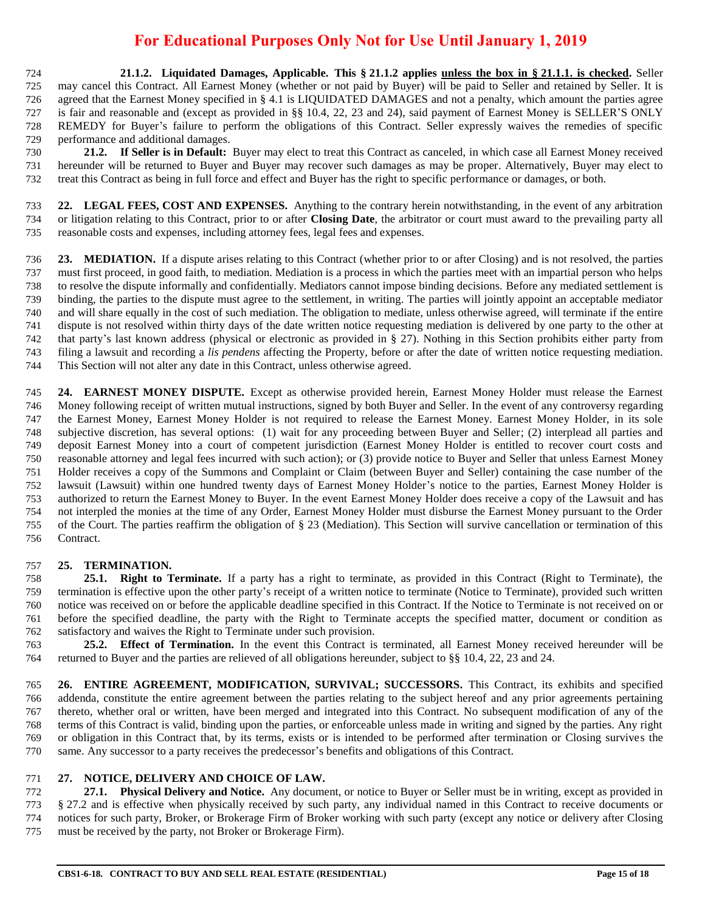**21.1.2. Liquidated Damages, Applicable. This § 21.1.2 applies <u>unless the box in § 21.1.1. is checked</u>.** Seller may cancel this Contract. All Earnest Money (whether or not paid by Buyer) will be paid to Seller and retained by Seller. It is agreed that the Earnest Money specified in § 4.1 is LIQUIDATED DAMAGES and not a penalty, which amount the parties agree is fair and reasonable and (except as provided in §§ 10.4, 22, 23 and 24), said payment of Earnest Money is SELLER'S ONLY REMEDY for Buyer's failure to perform the obligations of this Contract. Seller expressly waives the remedies of specific performance and additional damages.

**21.2. If Seller is in Default:** Buyer may elect to treat this Contract as canceled, in which case all Earnest Money received hereunder will be returned to Buyer and Buyer may recover such damages as may be proper. Alternatively, Buyer may elect to treat this Contract as being in full force and effect and Buyer has the right to specific performance or damages, or both.

**22. LEGAL FEES, COST AND EXPENSES.** Anything to the contrary herein notwithstanding, in the event of any arbitration or litigation relating to this Contract, prior to or after **Closing Date**, the arbitrator or court must award to the prevailing party all reasonable costs and expenses, including attorney fees, legal fees and expenses.

**23. MEDIATION.** If a dispute arises relating to this Contract (whether prior to or after Closing) and is not resolved, the parties must first proceed, in good faith, to mediation. Mediation is a process in which the parties meet with an impartial person who helps to resolve the dispute informally and confidentially. Mediators cannot impose binding decisions. Before any mediated settlement is binding, the parties to the dispute must agree to the settlement, in writing. The parties will jointly appoint an acceptable mediator and will share equally in the cost of such mediation. The obligation to mediate, unless otherwise agreed, will terminate if the entire dispute is not resolved within thirty days of the date written notice requesting mediation is delivered by one party to the other at that party's last known address (physical or electronic as provided in § 27). Nothing in this Section prohibits either party from filing a lawsuit and recording a *lis pendens* affecting the Property, before or after the date of written notice requesting mediation. This Section will not alter any date in this Contract, unless otherwise agreed.

**24. EARNEST MONEY DISPUTE.** Except as otherwise provided herein, Earnest Money Holder must release the Earnest Money following receipt of written mutual instructions, signed by both Buyer and Seller. In the event of any controversy regarding the Earnest Money, Earnest Money Holder is not required to release the Earnest Money. Earnest Money Holder, in its sole subjective discretion, has several options: (1) wait for any proceeding between Buyer and Seller; (2) interplead all parties and deposit Earnest Money into a court of competent jurisdiction (Earnest Money Holder is entitled to recover court costs and reasonable attorney and legal fees incurred with such action); or (3) provide notice to Buyer and Seller that unless Earnest Money Holder receives a copy of the Summons and Complaint or Claim (between Buyer and Seller) containing the case number of the lawsuit (Lawsuit) within one hundred twenty days of Earnest Money Holder's notice to the parties, Earnest Money Holder is authorized to return the Earnest Money to Buyer. In the event Earnest Money Holder does receive a copy of the Lawsuit and has not interpled the monies at the time of any Order, Earnest Money Holder must disburse the Earnest Money pursuant to the Order of the Court. The parties reaffirm the obligation of § 23 (Mediation). This Section will survive cancellation or termination of this Contract.

**25. TERMINATION.**

**25.1. Right to Terminate.** If a party has a right to terminate, as provided in this Contract (Right to Terminate), the termination is effective upon the other party's receipt of a written notice to terminate (Notice to Terminate), provided such written notice was received on or before the applicable deadline specified in this Contract. If the Notice to Terminate is not received on or before the specified deadline, the party with the Right to Terminate accepts the specified matter, document or condition as satisfactory and waives the Right to Terminate under such provision.

**25.2. Effect of Termination.** In the event this Contract is terminated, all Earnest Money received hereunder will be returned to Buyer and the parties are relieved of all obligations hereunder, subject to §§ 10.4, 22, 23 and 24.

**26. ENTIRE AGREEMENT, MODIFICATION, SURVIVAL; SUCCESSORS.** This Contract, its exhibits and specified addenda, constitute the entire agreement between the parties relating to the subject hereof and any prior agreements pertaining thereto, whether oral or written, have been merged and integrated into this Contract. No subsequent modification of any of the terms of this Contract is valid, binding upon the parties, or enforceable unless made in writing and signed by the parties. Any right or obligation in this Contract that, by its terms, exists or is intended to be performed after termination or Closing survives the same. Any successor to a party receives the predecessor's benefits and obligations of this Contract.

**27. NOTICE, DELIVERY AND CHOICE OF LAW.**

**27.1. Physical Delivery and Notice.** Any document, or notice to Buyer or Seller must be in writing, except as provided in § 27.2 and is effective when physically received by such party, any individual named in this Contract to receive documents or notices for such party, Broker, or Brokerage Firm of Broker working with such party (except any notice or delivery after Closing must be received by the party, not Broker or Brokerage Firm).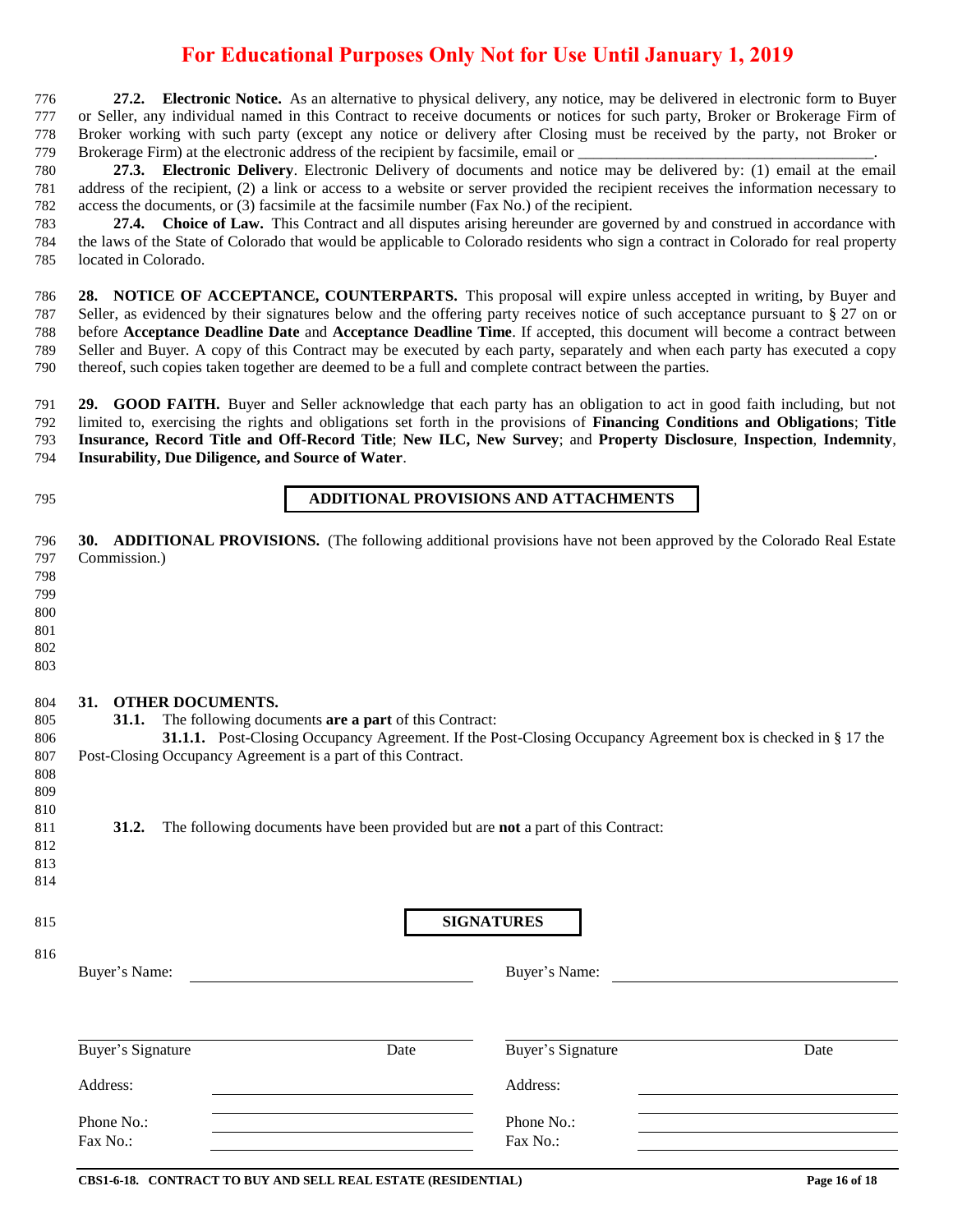**For Educational Purposes Only Not for Use Until January 1, 2019**

**27.2. Electronic Notice.** As an alternative to physical delivery, any notice, may be delivered in electronic form to Buyer or Seller, any individual named in this Contract to receive documents or notices for such party, Broker or Brokerage Firm of Broker working with such party (except any notice or delivery after Closing must be received by the party, not Broker or Brokerage Firm) at the electronic address of the recipient by facsimile, email or ______________________________________.

**27.3. Electronic Delivery**. Electronic Delivery of documents and notice may be delivered by: (1) email at the email address of the recipient, (2) a link or access to a website or server provided the recipient receives the information necessary to access the documents, or (3) facsimile at the facsimile number (Fax No.) of the recipient.

**27.4. Choice of Law.** This Contract and all disputes arising hereunder are governed by and construed in accordance with the laws of the State of Colorado that would be applicable to Colorado residents who sign a contract in Colorado for real property located in Colorado.

**28. NOTICE OF ACCEPTANCE, COUNTERPARTS.** This proposal will expire unless accepted in writing, by Buyer and Seller, as evidenced by their signatures below and the offering party receives notice of such acceptance pursuant to § 27 on or before **Acceptance Deadline Date** and **Acceptance Deadline Time**. If accepted, this document will become a contract between Seller and Buyer. A copy of this Contract may be executed by each party, separately and when each party has executed a copy thereof, such copies taken together are deemed to be a full and complete contract between the parties.

**29. GOOD FAITH.** Buyer and Seller acknowledge that each party has an obligation to act in good faith including, but not limited to, exercising the rights and obligations set forth in the provisions of **Financing Conditions and Obligations**; **Title Insurance, Record Title and Off-Record Title**; **New ILC, New Survey**; and **Property Disclosure**, **Inspection**, **Indemnity**, **Insurability, Due Diligence, and Source of Water**.

## ADDITIONAL PROVISIONS AND ATTACHMENTS

**30. ADDITIONAL PROVISIONS.** (The following additional provisions have not been approved by the Colorado Real Estate Commission.)

**31. OTHER DOCUMENTS.**

**31.1.** The following documents **are a part** of this Contract:

**31.1.1.** Post-Closing Occupancy Agreement. If the Post-Closing Occupancy Agreement box is checked in § 17 the Post-Closing Occupancy Agreement is a part of this Contract.

**31.2.** The following documents have been provided but are **not** a part of this Contract:

## SIGNATURES

| | |
|---|---|
| Buyer's Name: ______________________ | Buyer's Name: ______________________ |
| ______________________<br>Buyer's Signature Date | ______________________<br>Buyer's Signature Date |
| Address: ______________________<br>______________________ | Address: ______________________<br>______________________ |
| Phone No.: ______________________ | Phone No.: ______________________ |
| Fax No.: ______________________ | Fax No.: ______________________ |

CBS1-6-18. CONTRACT TO BUY AND SELL REAL ESTATE (RESIDENTIAL)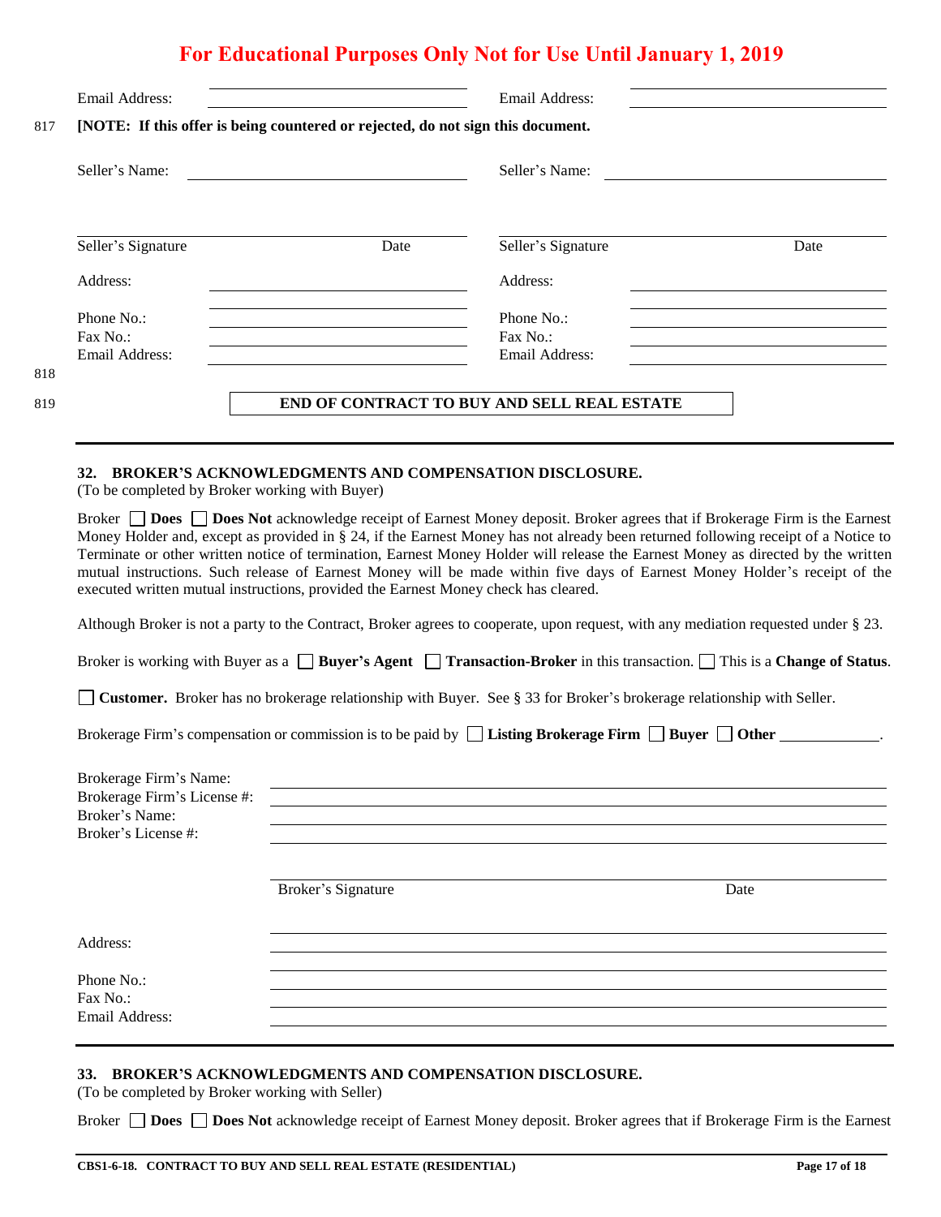For Educational Purposes Only Not for Use Until January 1, 2019

Email Address: ______________________ Email Address: ______________________

817 **[NOTE: If this offer is being countered or rejected, do not sign this document.**

Seller's Name: ______________________ Seller's Name: ______________________

______________________ ______________________
Seller's Signature Date Seller's Signature Date

Address: ______________________ Address: ______________________

Phone No.: ______________________ Phone No.: ______________________
Fax No.: ______________________ Fax No.: ______________________
Email Address: ______________________ Email Address: ______________________

818

819 **END OF CONTRACT TO BUY AND SELL REAL ESTATE**

---

**32. BROKER'S ACKNOWLEDGMENTS AND COMPENSATION DISCLOSURE.**
(To be completed by Broker working with Buyer)

Broker ☐ **Does** ☐ **Does Not** acknowledge receipt of Earnest Money deposit. Broker agrees that if Brokerage Firm is the Earnest Money Holder and, except as provided in § 24, if the Earnest Money has not already been returned following receipt of a Notice to Terminate or other written notice of termination, Earnest Money Holder will release the Earnest Money as directed by the written mutual instructions. Such release of Earnest Money will be made within five days of Earnest Money Holder's receipt of the executed written mutual instructions, provided the Earnest Money check has cleared.

Although Broker is not a party to the Contract, Broker agrees to cooperate, upon request, with any mediation requested under § 23.

Broker is working with Buyer as a ☐ **Buyer's Agent** ☐ **Transaction-Broker** in this transaction. ☐ This is a **Change of Status**.

☐ **Customer.** Broker has no brokerage relationship with Buyer. See § 33 for Broker's brokerage relationship with Seller.

Brokerage Firm's compensation or commission is to be paid by ☐ **Listing Brokerage Firm** ☐ **Buyer** ☐ **Other** ____________.

Brokerage Firm's Name: ______________________
Brokerage Firm's License #: ______________________
Broker's Name: ______________________
Broker's License #: ______________________

______________________
Broker's Signature Date

Address: ______________________

Phone No.: ______________________
Fax No.: ______________________
Email Address: ______________________

---

**33. BROKER'S ACKNOWLEDGMENTS AND COMPENSATION DISCLOSURE.**
(To be completed by Broker working with Seller)

Broker ☐ **Does** ☐ **Does Not** acknowledge receipt of Earnest Money deposit. Broker agrees that if Brokerage Firm is the Earnest

CBS1-6-18. CONTRACT TO BUY AND SELL REAL ESTATE (RESIDENTIAL)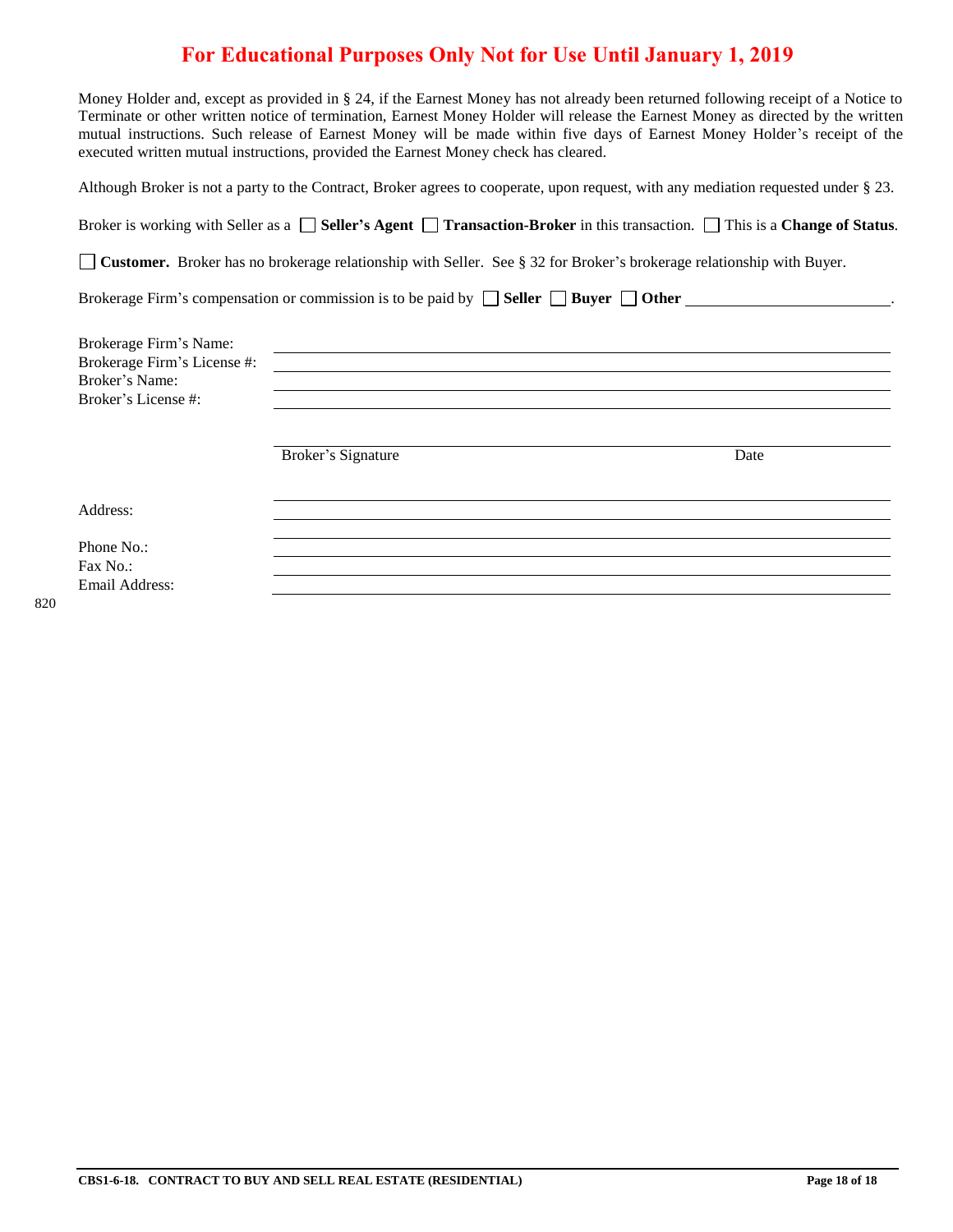**For Educational Purposes Only Not for Use Until January 1, 2019**

Money Holder and, except as provided in § 24, if the Earnest Money has not already been returned following receipt of a Notice to Terminate or other written notice of termination, Earnest Money Holder will release the Earnest Money as directed by the written mutual instructions. Such release of Earnest Money will be made within five days of Earnest Money Holder's receipt of the executed written mutual instructions, provided the Earnest Money check has cleared.

Although Broker is not a party to the Contract, Broker agrees to cooperate, upon request, with any mediation requested under § 23.

Broker is working with Seller as a ☐ **Seller's Agent** ☐ **Transaction-Broker** in this transaction. ☐ This is a **Change of Status**.

☐ **Customer.** Broker has no brokerage relationship with Seller. See § 32 for Broker's brokerage relationship with Buyer.

Brokerage Firm's compensation or commission is to be paid by ☐ **Seller** ☐ **Buyer** ☐ **Other** ______________________.

Brokerage Firm's Name: ______________________

Brokerage Firm's License #: ______________________

Broker's Name: ______________________

Broker's License #: ______________________

______________________
Broker's Signature                                        Date

Address: ______________________

Phone No.: ______________________

Fax No.: ______________________

Email Address: ______________________

820